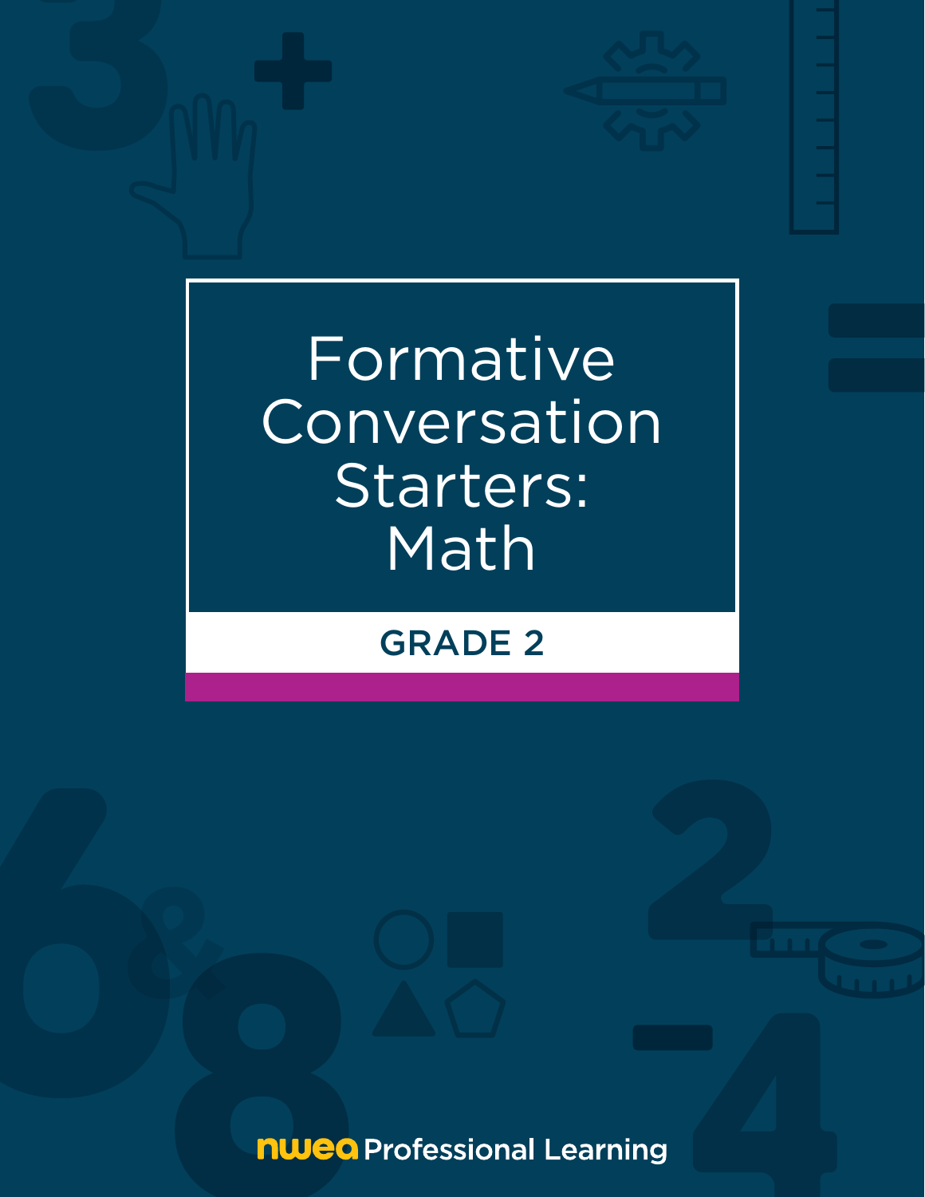# Formative Conversation Starters: Math

## GRADE 2

NWEA Professional Learning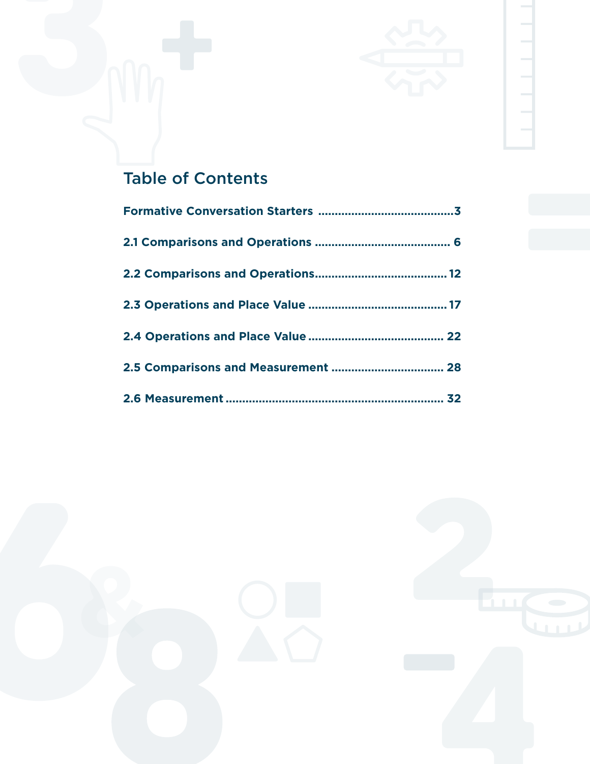## Table of Contents

**Formative Conversation Starters** ........................................ 3

**2.1 Comparisons and Operations** ........................................ 6

**2.2 Comparisons and Operations** ........................................ 12

**2.3 Operations and Place Value** ........................................ 17

**2.4 Operations and Place Value** ........................................ 22

**2.5 Comparisons and Measurement** ................................. 28

**2.6 Measurement** ................................................................ 32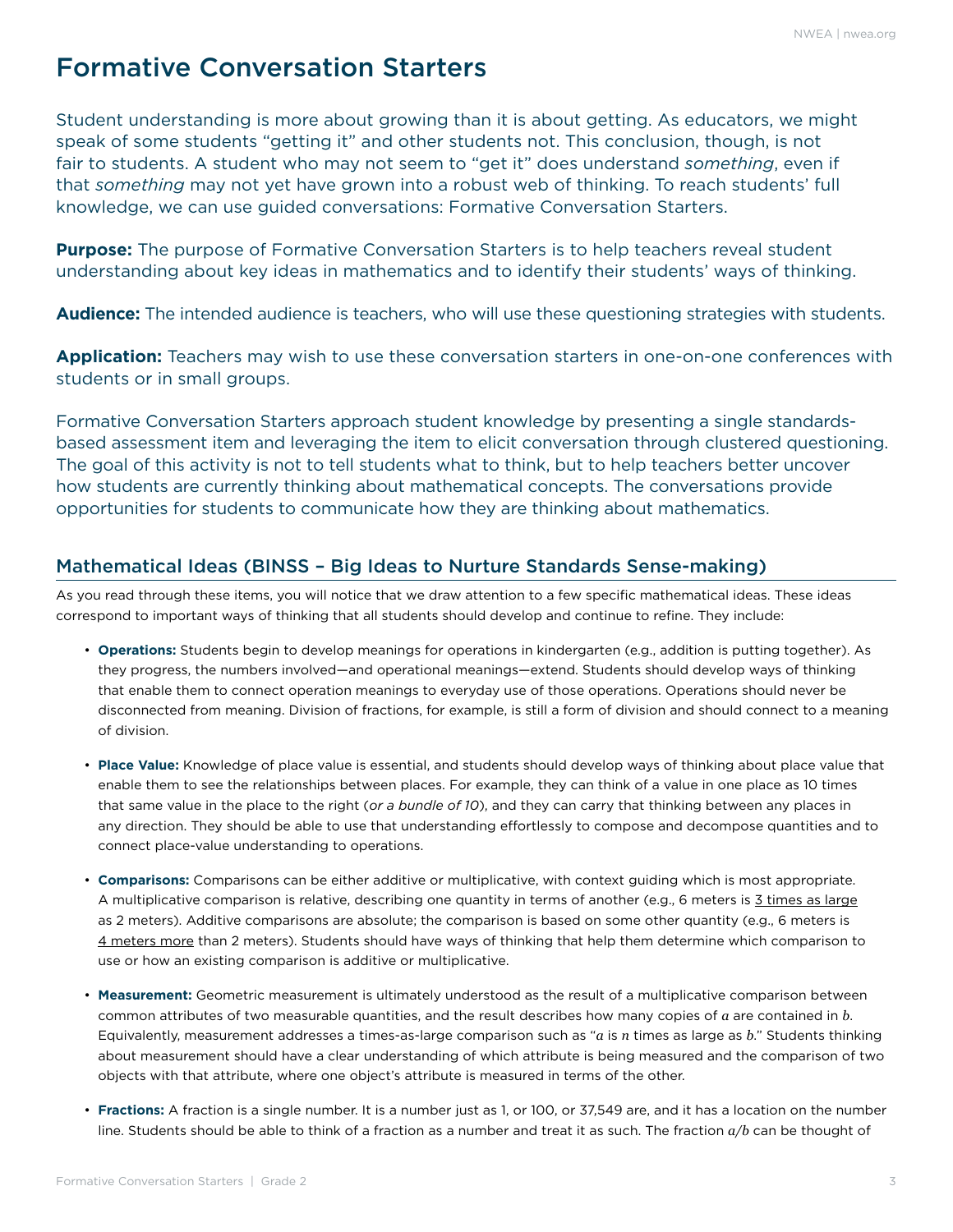# Formative Conversation Starters

Student understanding is more about growing than it is about getting. As educators, we might speak of some students "getting it" and other students not. This conclusion, though, is not fair to students. A student who may not seem to "get it" does understand *something*, even if that *something* may not yet have grown into a robust web of thinking. To reach students' full knowledge, we can use guided conversations: Formative Conversation Starters.

**Purpose:** The purpose of Formative Conversation Starters is to help teachers reveal student understanding about key ideas in mathematics and to identify their students' ways of thinking.

**Audience:** The intended audience is teachers, who will use these questioning strategies with students.

**Application:** Teachers may wish to use these conversation starters in one-on-one conferences with students or in small groups.

Formative Conversation Starters approach student knowledge by presenting a single standards-based assessment item and leveraging the item to elicit conversation through clustered questioning. The goal of this activity is not to tell students what to think, but to help teachers better uncover how students are currently thinking about mathematical concepts. The conversations provide opportunities for students to communicate how they are thinking about mathematics.

## Mathematical Ideas (BINSS – Big Ideas to Nurture Standards Sense-making)

As you read through these items, you will notice that we draw attention to a few specific mathematical ideas. These ideas correspond to important ways of thinking that all students should develop and continue to refine. They include:

- **Operations:** Students begin to develop meanings for operations in kindergarten (e.g., addition is putting together). As they progress, the numbers involved—and operational meanings—extend. Students should develop ways of thinking that enable them to connect operation meanings to everyday use of those operations. Operations should never be disconnected from meaning. Division of fractions, for example, is still a form of division and should connect to a meaning of division.

- **Place Value:** Knowledge of place value is essential, and students should develop ways of thinking about place value that enable them to see the relationships between places. For example, they can think of a value in one place as 10 times that same value in the place to the right (*or a bundle of 10*), and they can carry that thinking between any places in any direction. They should be able to use that understanding effortlessly to compose and decompose quantities and to connect place-value understanding to operations.

- **Comparisons:** Comparisons can be either additive or multiplicative, with context guiding which is most appropriate. A multiplicative comparison is relative, describing one quantity in terms of another (e.g., 6 meters is 3 times as large as 2 meters). Additive comparisons are absolute; the comparison is based on some other quantity (e.g., 6 meters is 4 meters more than 2 meters). Students should have ways of thinking that help them determine which comparison to use or how an existing comparison is additive or multiplicative.

- **Measurement:** Geometric measurement is ultimately understood as the result of a multiplicative comparison between common attributes of two measurable quantities, and the result describes how many copies of $a$ are contained in $b$. Equivalently, measurement addresses a times-as-large comparison such as "$a$ is $n$ times as large as $b$." Students thinking about measurement should have a clear understanding of which attribute is being measured and the comparison of two objects with that attribute, where one object's attribute is measured in terms of the other.

- **Fractions:** A fraction is a single number. It is a number just as 1, or 100, or 37,549 are, and it has a location on the number line. Students should be able to think of a fraction as a number and treat it as such. The fraction $a/b$ can be thought of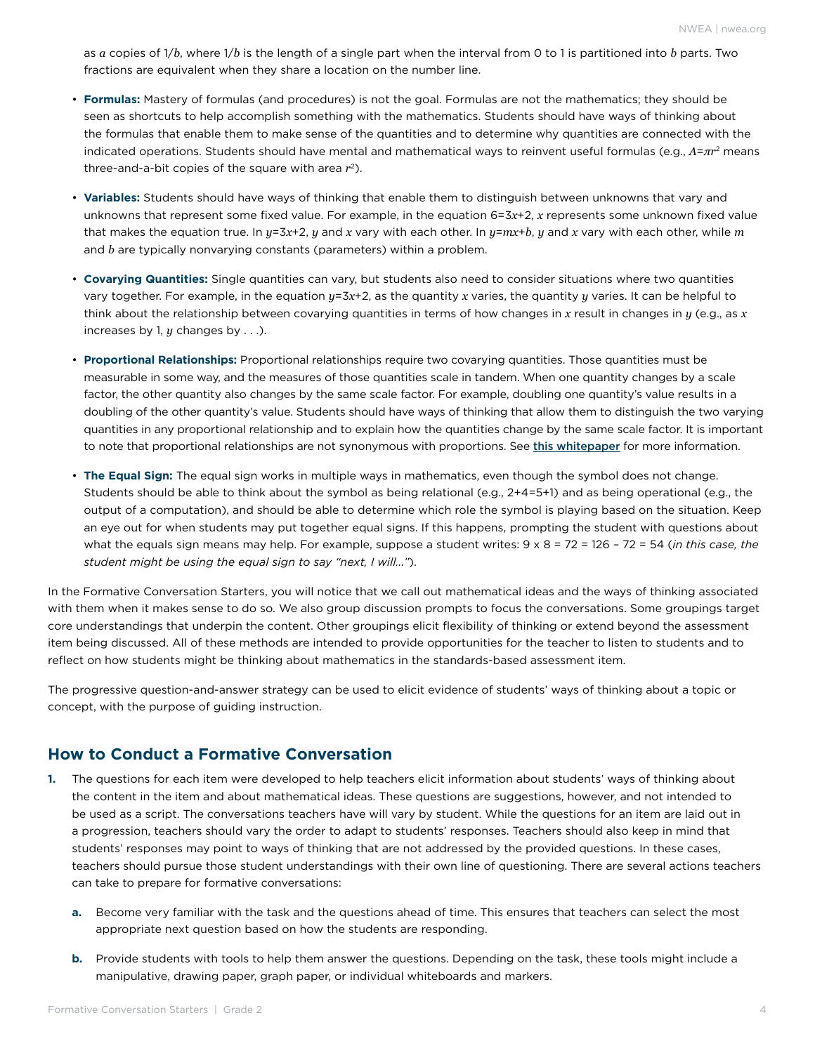as $a$ copies of $1/b$, where $1/b$ is the length of a single part when the interval from 0 to 1 is partitioned into $b$ parts. Two fractions are equivalent when they share a location on the number line.

- **Formulas:** Mastery of formulas (and procedures) is not the goal. Formulas are not the mathematics; they should be seen as shortcuts to help accomplish something with the mathematics. Students should have ways of thinking about the formulas that enable them to make sense of the quantities and to determine why quantities are connected with the indicated operations. Students should have mental and mathematical ways to reinvent useful formulas (e.g., $A=\pi r^2$ means three-and-a-bit copies of the square with area $r^2$).

- **Variables:** Students should have ways of thinking that enable them to distinguish between unknowns that vary and unknowns that represent some fixed value. For example, in the equation $6=3x+2$, $x$ represents some unknown fixed value that makes the equation true. In $y=3x+2$, $y$ and $x$ vary with each other. In $y=mx+b$, $y$ and $x$ vary with each other, while $m$ and $b$ are typically nonvarying constants (parameters) within a problem.

- **Covarying Quantities:** Single quantities can vary, but students also need to consider situations where two quantities vary together. For example, in the equation $y=3x+2$, as the quantity $x$ varies, the quantity $y$ varies. It can be helpful to think about the relationship between covarying quantities in terms of how changes in $x$ result in changes in $y$ (e.g., as $x$ increases by 1, $y$ changes by . . .).

- **Proportional Relationships:** Proportional relationships require two covarying quantities. Those quantities must be measurable in some way, and the measures of those quantities scale in tandem. When one quantity changes by a scale factor, the other quantity also changes by the same scale factor. For example, doubling one quantity's value results in a doubling of the other quantity's value. Students should have ways of thinking that allow them to distinguish the two varying quantities in any proportional relationship and to explain how the quantities change by the same scale factor. It is important to note that proportional relationships are not synonymous with proportions. See **this whitepaper** for more information.

- **The Equal Sign:** The equal sign works in multiple ways in mathematics, even though the symbol does not change. Students should be able to think about the symbol as being relational (e.g., 2+4=5+1) and as being operational (e.g., the output of a computation), and should be able to determine which role the symbol is playing based on the situation. Keep an eye out for when students may put together equal signs. If this happens, prompting the student with questions about what the equals sign means may help. For example, suppose a student writes: 9 x 8 = 72 = 126 – 72 = 54 (*in this case, the student might be using the equal sign to say "next, I will..."*).

In the Formative Conversation Starters, you will notice that we call out mathematical ideas and the ways of thinking associated with them when it makes sense to do so. We also group discussion prompts to focus the conversations. Some groupings target core understandings that underpin the content. Other groupings elicit flexibility of thinking or extend beyond the assessment item being discussed. All of these methods are intended to provide opportunities for the teacher to listen to students and to reflect on how students might be thinking about mathematics in the standards-based assessment item.

The progressive question-and-answer strategy can be used to elicit evidence of students' ways of thinking about a topic or concept, with the purpose of guiding instruction.

## How to Conduct a Formative Conversation

1. The questions for each item were developed to help teachers elicit information about students' ways of thinking about the content in the item and about mathematical ideas. These questions are suggestions, however, and not intended to be used as a script. The conversations teachers have will vary by student. While the questions for an item are laid out in a progression, teachers should vary the order to adapt to students' responses. Teachers should also keep in mind that students' responses may point to ways of thinking that are not addressed by the provided questions. In these cases, teachers should pursue those student understandings with their own line of questioning. There are several actions teachers can take to prepare for formative conversations:

   a. Become very familiar with the task and the questions ahead of time. This ensures that teachers can select the most appropriate next question based on how the students are responding.

   b. Provide students with tools to help them answer the questions. Depending on the task, these tools might include a manipulative, drawing paper, graph paper, or individual whiteboards and markers.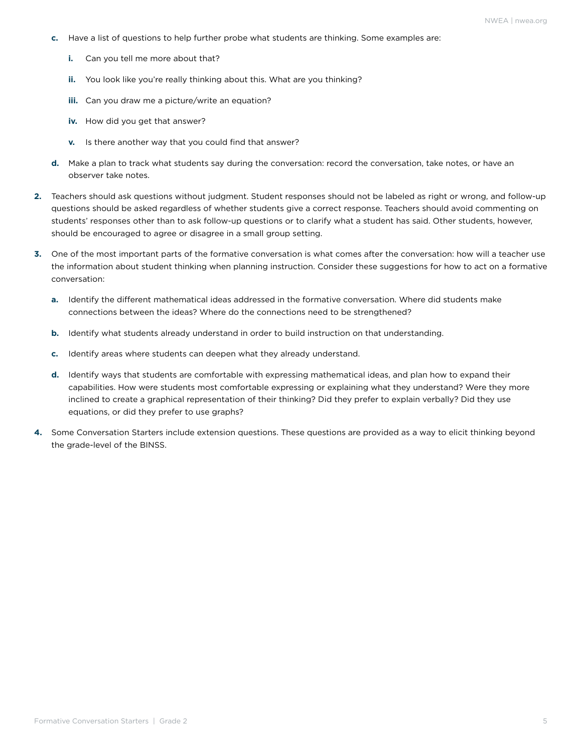c. Have a list of questions to help further probe what students are thinking. Some examples are:

    i. Can you tell me more about that?

    ii. You look like you're really thinking about this. What are you thinking?

    iii. Can you draw me a picture/write an equation?

    iv. How did you get that answer?

    v. Is there another way that you could find that answer?

d. Make a plan to track what students say during the conversation: record the conversation, take notes, or have an observer take notes.

2. Teachers should ask questions without judgment. Student responses should not be labeled as right or wrong, and follow-up questions should be asked regardless of whether students give a correct response. Teachers should avoid commenting on students' responses other than to ask follow-up questions or to clarify what a student has said. Other students, however, should be encouraged to agree or disagree in a small group setting.

3. One of the most important parts of the formative conversation is what comes after the conversation: how will a teacher use the information about student thinking when planning instruction. Consider these suggestions for how to act on a formative conversation:

    a. Identify the different mathematical ideas addressed in the formative conversation. Where did students make connections between the ideas? Where do the connections need to be strengthened?

    b. Identify what students already understand in order to build instruction on that understanding.

    c. Identify areas where students can deepen what they already understand.

    d. Identify ways that students are comfortable with expressing mathematical ideas, and plan how to expand their capabilities. How were students most comfortable expressing or explaining what they understand? Were they more inclined to create a graphical representation of their thinking? Did they prefer to explain verbally? Did they use equations, or did they prefer to use graphs?

4. Some Conversation Starters include extension questions. These questions are provided as a way to elicit thinking beyond the grade-level of the BINSS.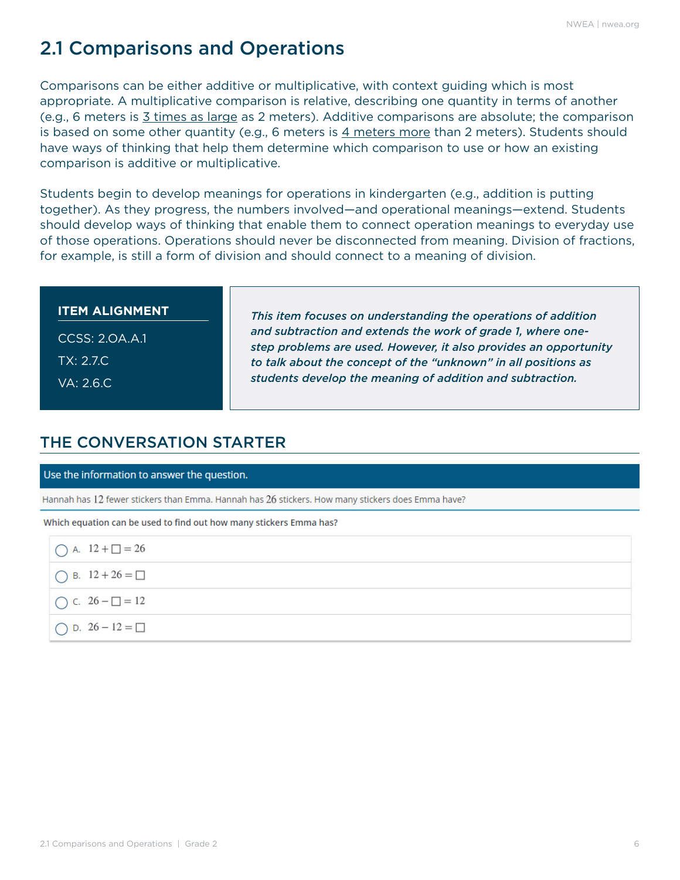## 2.1 Comparisons and Operations

Comparisons can be either additive or multiplicative, with context guiding which is most appropriate. A multiplicative comparison is relative, describing one quantity in terms of another (e.g., 6 meters is 3 times as large as 2 meters). Additive comparisons are absolute; the comparison is based on some other quantity (e.g., 6 meters is 4 meters more than 2 meters). Students should have ways of thinking that help them determine which comparison to use or how an existing comparison is additive or multiplicative.

Students begin to develop meanings for operations in kindergarten (e.g., addition is putting together). As they progress, the numbers involved—and operational meanings—extend. Students should develop ways of thinking that enable them to connect operation meanings to everyday use of those operations. Operations should never be disconnected from meaning. Division of fractions, for example, is still a form of division and should connect to a meaning of division.

**ITEM ALIGNMENT**

CCSS: 2.OA.A.1

TX: 2.7.C

VA: 2.6.C

***This item focuses on understanding the operations of addition and subtraction and extends the work of grade 1, where one-step problems are used. However, it also provides an opportunity to talk about the concept of the "unknown" in all positions as students develop the meaning of addition and subtraction.***

### THE CONVERSATION STARTER

Use the information to answer the question.

Hannah has 12 fewer stickers than Emma. Hannah has 26 stickers. How many stickers does Emma have?

Which equation can be used to find out how many stickers Emma has?

- A. $12 + \square = 26$
- B. $12 + 26 = \square$
- C. $26 - \square = 12$
- D. $26 - 12 = \square$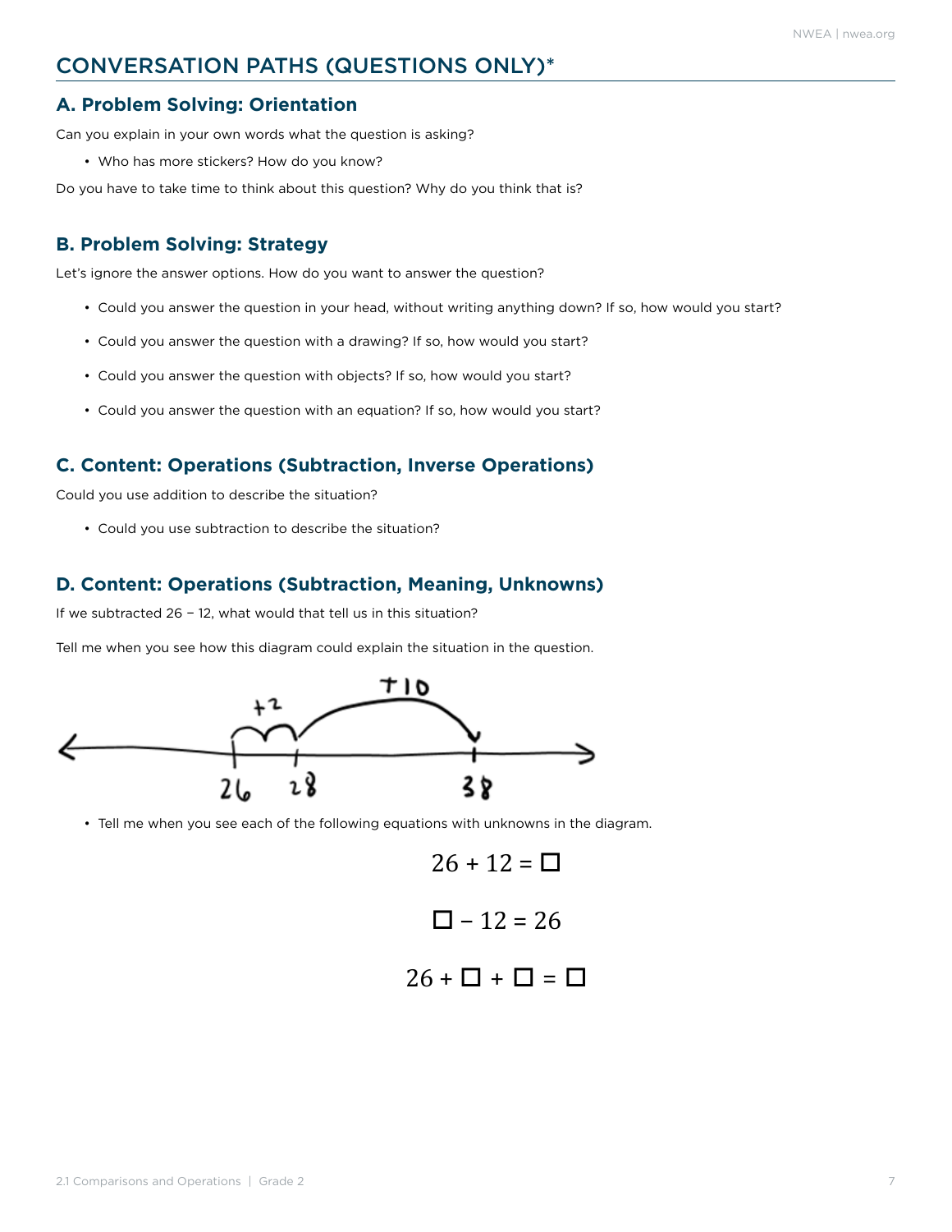## CONVERSATION PATHS (QUESTIONS ONLY)*

### A. Problem Solving: Orientation

Can you explain in your own words what the question is asking?

- Who has more stickers? How do you know?

Do you have to take time to think about this question? Why do you think that is?

### B. Problem Solving: Strategy

Let's ignore the answer options. How do you want to answer the question?

- Could you answer the question in your head, without writing anything down? If so, how would you start?
- Could you answer the question with a drawing? If so, how would you start?
- Could you answer the question with objects? If so, how would you start?
- Could you answer the question with an equation? If so, how would you start?

### C. Content: Operations (Subtraction, Inverse Operations)

Could you use addition to describe the situation?

- Could you use subtraction to describe the situation?

### D. Content: Operations (Subtraction, Meaning, Unknowns)

If we subtracted 26 − 12, what would that tell us in this situation?

Tell me when you see how this diagram could explain the situation in the question.

- Tell me when you see each of the following equations with unknowns in the diagram.

$$26 + 12 = \square$$

$$\square - 12 = 26$$

$$26 + \square + \square = \square$$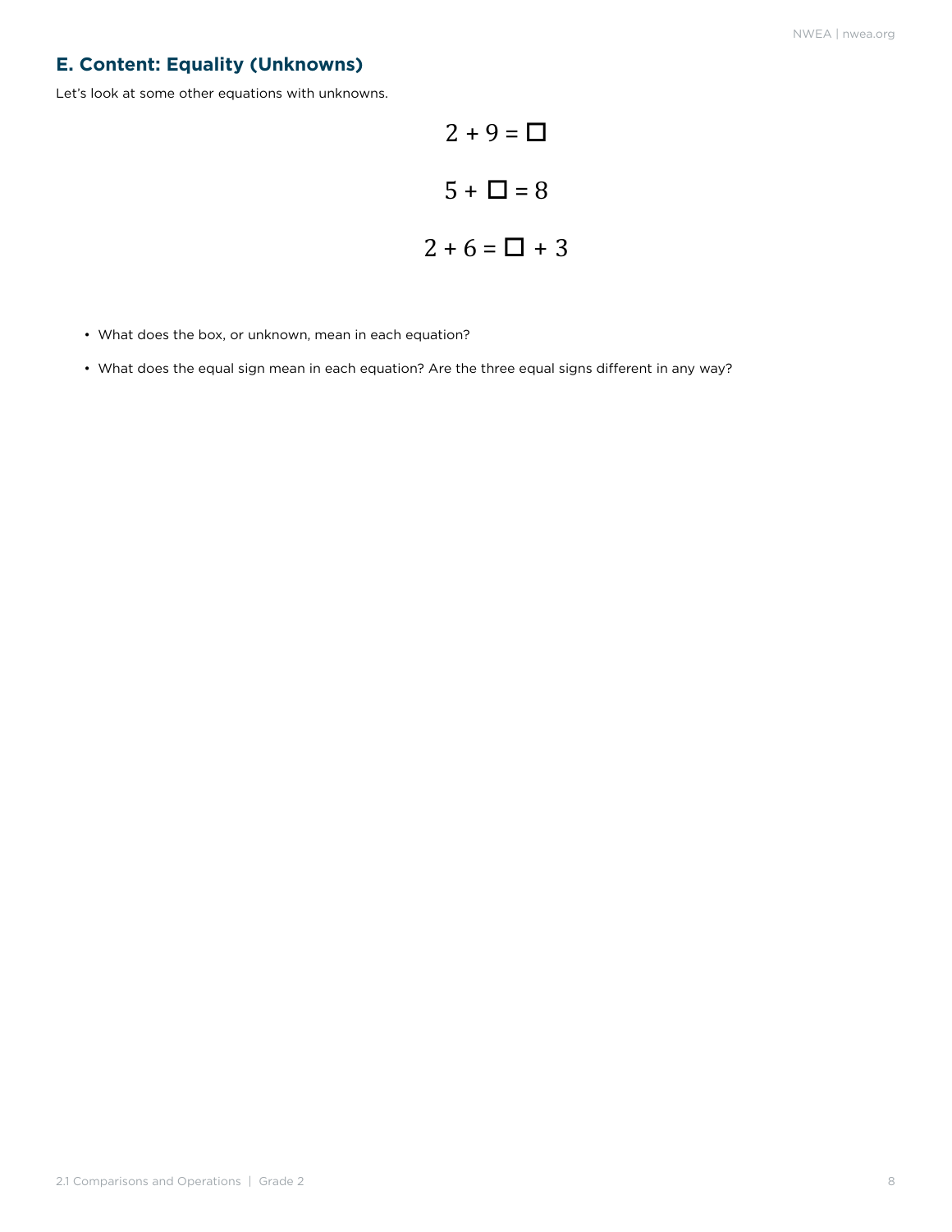## E. Content: Equality (Unknowns)

Let's look at some other equations with unknowns.

$$2 + 9 = \square$$

$$5 + \square = 8$$

$$2 + 6 = \square + 3$$

- What does the box, or unknown, mean in each equation?
- What does the equal sign mean in each equation? Are the three equal signs different in any way?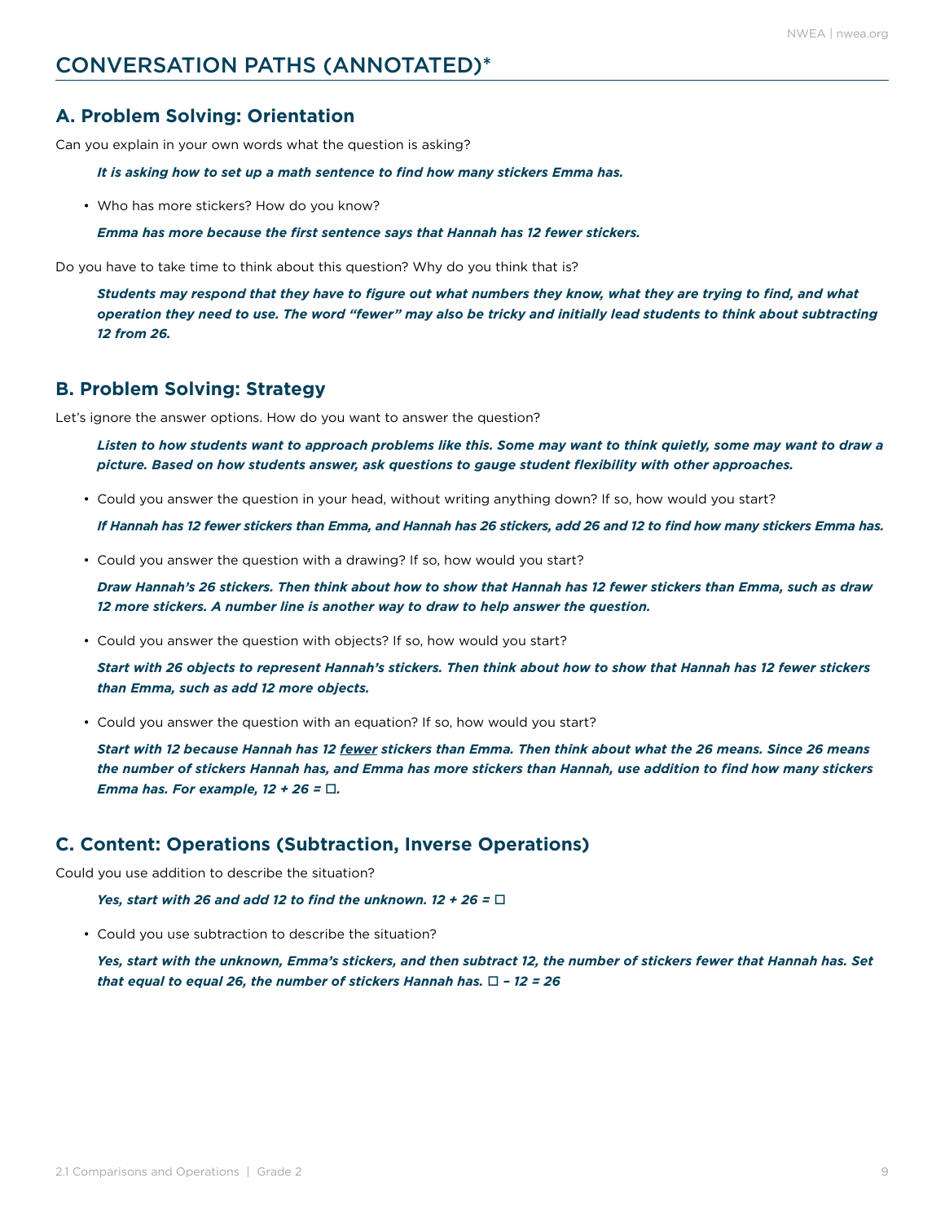# CONVERSATION PATHS (ANNOTATED)*

## A. Problem Solving: Orientation

Can you explain in your own words what the question is asking?

> ***It is asking how to set up a math sentence to find how many stickers Emma has.***

- Who has more stickers? How do you know?

  ***Emma has more because the first sentence says that Hannah has 12 fewer stickers.***

Do you have to take time to think about this question? Why do you think that is?

> ***Students may respond that they have to figure out what numbers they know, what they are trying to find, and what operation they need to use. The word "fewer" may also be tricky and initially lead students to think about subtracting 12 from 26.***

## B. Problem Solving: Strategy

Let's ignore the answer options. How do you want to answer the question?

> ***Listen to how students want to approach problems like this. Some may want to think quietly, some may want to draw a picture. Based on how students answer, ask questions to gauge student flexibility with other approaches.***

- Could you answer the question in your head, without writing anything down? If so, how would you start?

  ***If Hannah has 12 fewer stickers than Emma, and Hannah has 26 stickers, add 26 and 12 to find how many stickers Emma has.***

- Could you answer the question with a drawing? If so, how would you start?

  ***Draw Hannah's 26 stickers. Then think about how to show that Hannah has 12 fewer stickers than Emma, such as draw 12 more stickers. A number line is another way to draw to help answer the question.***

- Could you answer the question with objects? If so, how would you start?

  ***Start with 26 objects to represent Hannah's stickers. Then think about how to show that Hannah has 12 fewer stickers than Emma, such as add 12 more objects.***

- Could you answer the question with an equation? If so, how would you start?

  ***Start with 12 because Hannah has 12 fewer stickers than Emma. Then think about what the 26 means. Since 26 means the number of stickers Hannah has, and Emma has more stickers than Hannah, use addition to find how many stickers Emma has. For example, 12 + 26 = ☐.***

## C. Content: Operations (Subtraction, Inverse Operations)

Could you use addition to describe the situation?

> ***Yes, start with 26 and add 12 to find the unknown. 12 + 26 = ☐***

- Could you use subtraction to describe the situation?

  ***Yes, start with the unknown, Emma's stickers, and then subtract 12, the number of stickers fewer that Hannah has. Set that equal to equal 26, the number of stickers Hannah has. ☐ – 12 = 26***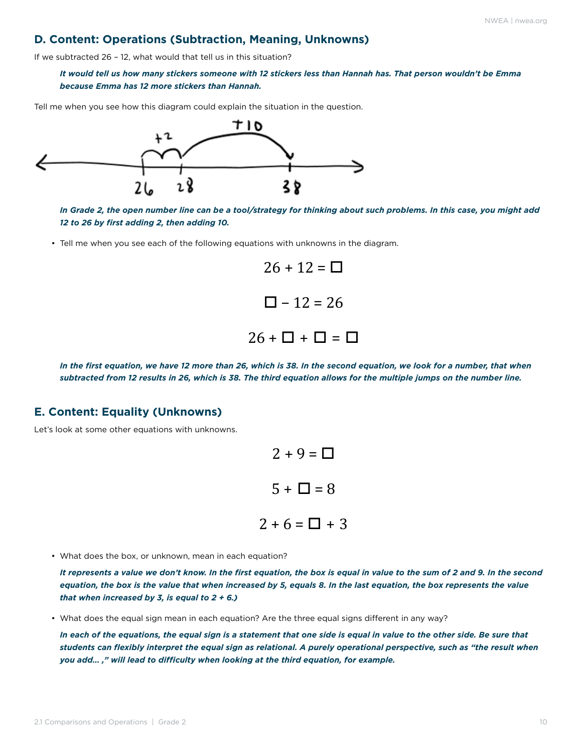## D. Content: Operations (Subtraction, Meaning, Unknowns)

If we subtracted 26 – 12, what would that tell us in this situation?

> ***It would tell us how many stickers someone with 12 stickers less than Hannah has. That person wouldn't be Emma because Emma has 12 more stickers than Hannah.***

Tell me when you see how this diagram could explain the situation in the question.

> ***In Grade 2, the open number line can be a tool/strategy for thinking about such problems. In this case, you might add 12 to 26 by first adding 2, then adding 10.***

- Tell me when you see each of the following equations with unknowns in the diagram.

$$26 + 12 = \square$$

$$\square - 12 = 26$$

$$26 + \square + \square = \square$$

> ***In the first equation, we have 12 more than 26, which is 38. In the second equation, we look for a number, that when subtracted from 12 results in 26, which is 38. The third equation allows for the multiple jumps on the number line.***

## E. Content: Equality (Unknowns)

Let's look at some other equations with unknowns.

$$2 + 9 = \square$$

$$5 + \square = 8$$

$$2 + 6 = \square + 3$$

- What does the box, or unknown, mean in each equation?

  ***It represents a value we don't know. In the first equation, the box is equal in value to the sum of 2 and 9. In the second equation, the box is the value that when increased by 5, equals 8. In the last equation, the box represents the value that when increased by 3, is equal to 2 + 6.)***

- What does the equal sign mean in each equation? Are the three equal signs different in any way?

  ***In each of the equations, the equal sign is a statement that one side is equal in value to the other side. Be sure that students can flexibly interpret the equal sign as relational. A purely operational perspective, such as "the result when you add... ," will lead to difficulty when looking at the third equation, for example.***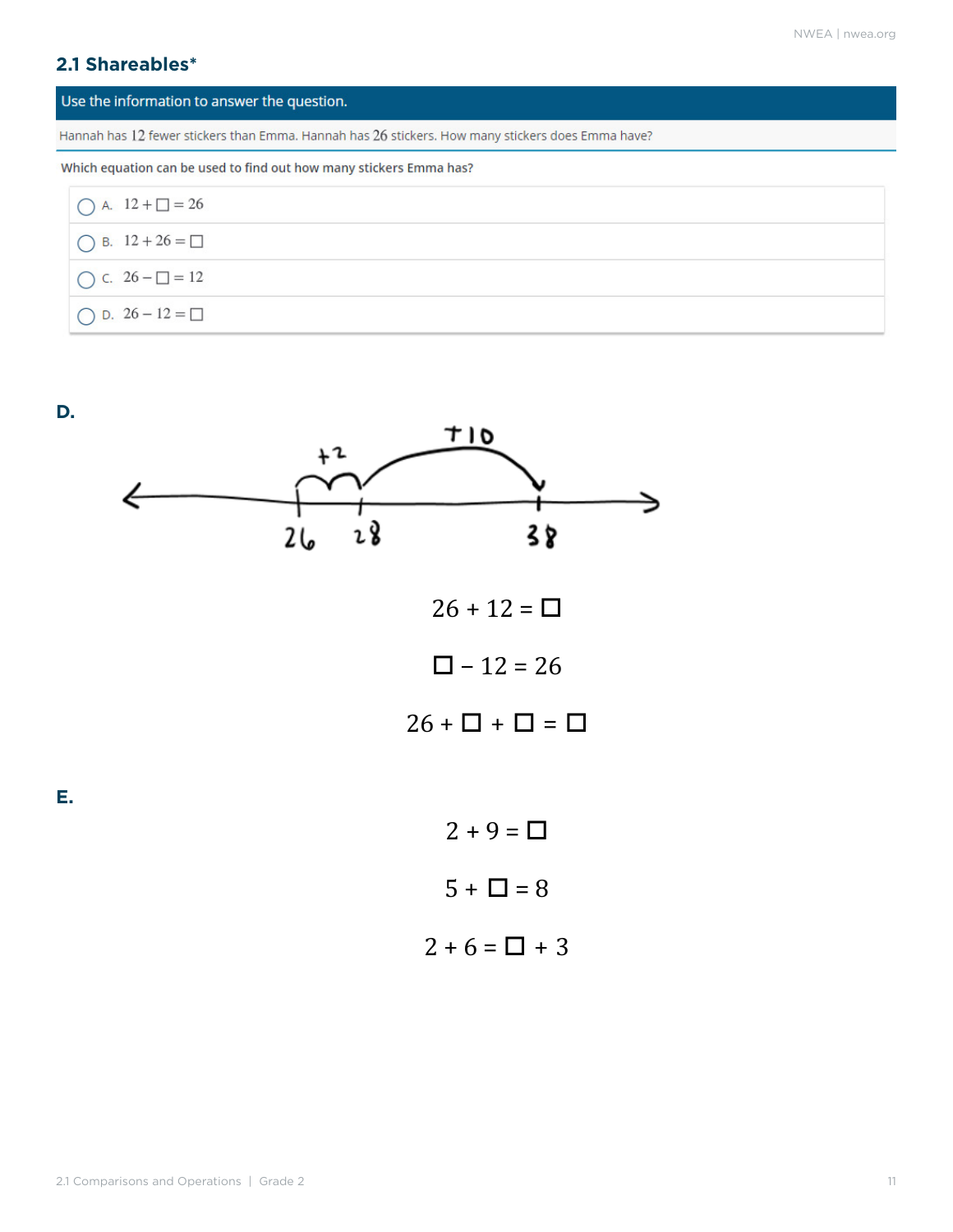### 2.1 Shareables*

**Use the information to answer the question.**

Hannah has 12 fewer stickers than Emma. Hannah has 26 stickers. How many stickers does Emma have?

Which equation can be used to find out how many stickers Emma has?

- A. $12 + \square = 26$
- B. $12 + 26 = \square$
- C. $26 - \square = 12$
- D. $26 - 12 = \square$

**D.**

+2 +10

26 28 38

$$26 + 12 = \square$$

$$\square - 12 = 26$$

$$26 + \square + \square = \square$$

**E.**

$$2 + 9 = \square$$

$$5 + \square = 8$$

$$2 + 6 = \square + 3$$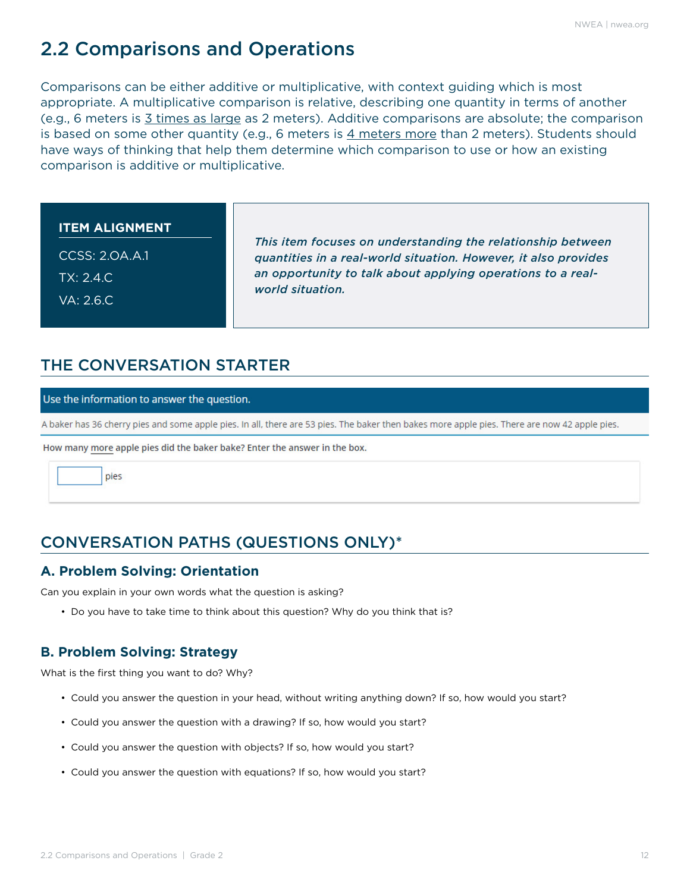## 2.2 Comparisons and Operations

Comparisons can be either additive or multiplicative, with context guiding which is most appropriate. A multiplicative comparison is relative, describing one quantity in terms of another (e.g., 6 meters is <u>3 times as large</u> as 2 meters). Additive comparisons are absolute; the comparison is based on some other quantity (e.g., 6 meters is <u>4 meters more</u> than 2 meters). Students should have ways of thinking that help them determine which comparison to use or how an existing comparison is additive or multiplicative.

**ITEM ALIGNMENT**

CCSS: 2.OA.A.1

TX: 2.4.C

VA: 2.6.C

***This item focuses on understanding the relationship between quantities in a real-world situation. However, it also provides an opportunity to talk about applying operations to a real-world situation.***

### THE CONVERSATION STARTER

Use the information to answer the question.

A baker has 36 cherry pies and some apple pies. In all, there are 53 pies. The baker then bakes more apple pies. There are now 42 apple pies.

How many <u>more</u> apple pies did the baker bake? Enter the answer in the box.

[     ] pies

### CONVERSATION PATHS (QUESTIONS ONLY)*

#### A. Problem Solving: Orientation

Can you explain in your own words what the question is asking?

- Do you have to take time to think about this question? Why do you think that is?

#### B. Problem Solving: Strategy

What is the first thing you want to do? Why?

- Could you answer the question in your head, without writing anything down? If so, how would you start?
- Could you answer the question with a drawing? If so, how would you start?
- Could you answer the question with objects? If so, how would you start?
- Could you answer the question with equations? If so, how would you start?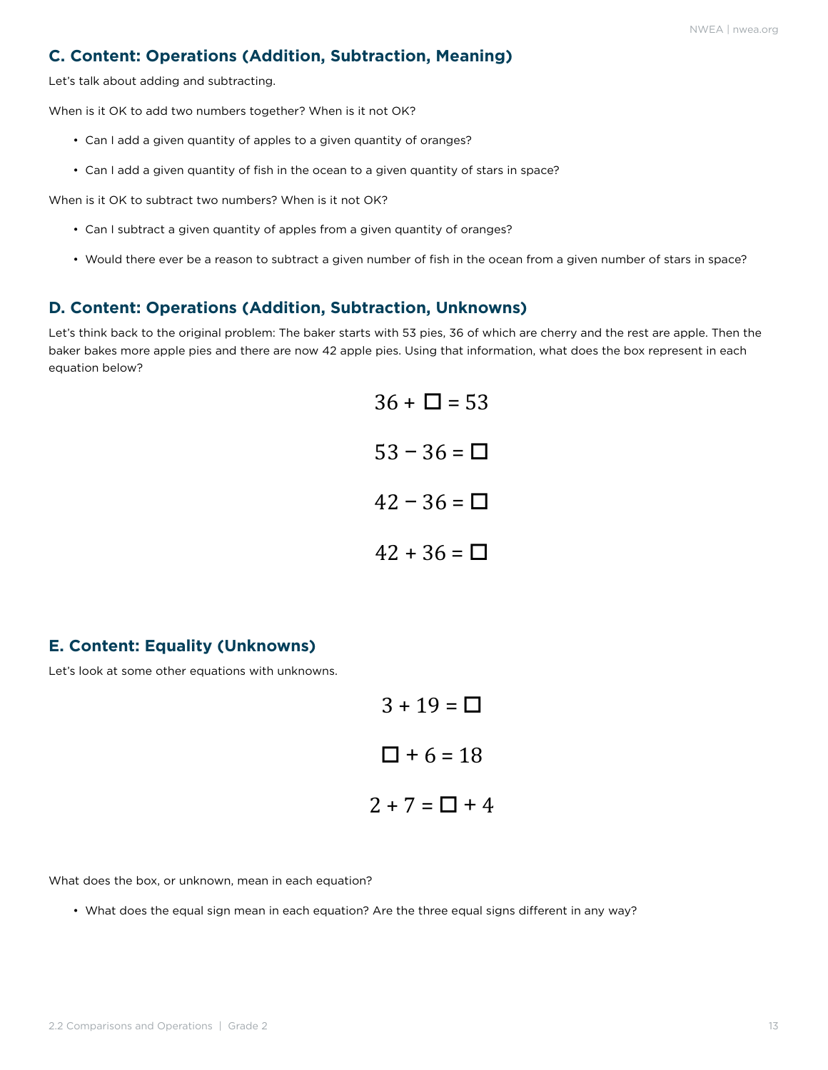## C. Content: Operations (Addition, Subtraction, Meaning)

Let's talk about adding and subtracting.

When is it OK to add two numbers together? When is it not OK?

- Can I add a given quantity of apples to a given quantity of oranges?
- Can I add a given quantity of fish in the ocean to a given quantity of stars in space?

When is it OK to subtract two numbers? When is it not OK?

- Can I subtract a given quantity of apples from a given quantity of oranges?
- Would there ever be a reason to subtract a given number of fish in the ocean from a given number of stars in space?

## D. Content: Operations (Addition, Subtraction, Unknowns)

Let's think back to the original problem: The baker starts with 53 pies, 36 of which are cherry and the rest are apple. Then the baker bakes more apple pies and there are now 42 apple pies. Using that information, what does the box represent in each equation below?

$$36 + \square = 53$$

$$53 - 36 = \square$$

$$42 - 36 = \square$$

$$42 + 36 = \square$$

## E. Content: Equality (Unknowns)

Let's look at some other equations with unknowns.

$$3 + 19 = \square$$

$$\square + 6 = 18$$

$$2 + 7 = \square + 4$$

What does the box, or unknown, mean in each equation?

- What does the equal sign mean in each equation? Are the three equal signs different in any way?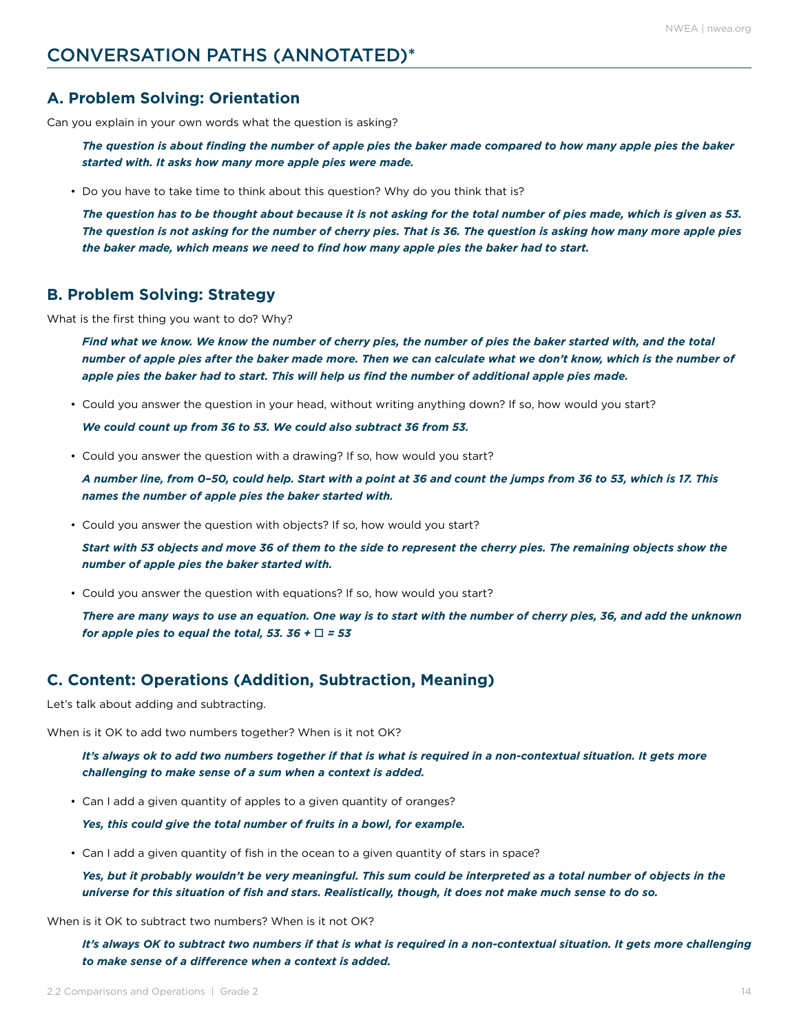## CONVERSATION PATHS (ANNOTATED)*

### A. Problem Solving: Orientation

Can you explain in your own words what the question is asking?

> ***The question is about finding the number of apple pies the baker made compared to how many apple pies the baker started with. It asks how many more apple pies were made.***

- Do you have to take time to think about this question? Why do you think that is?

> ***The question has to be thought about because it is not asking for the total number of pies made, which is given as 53. The question is not asking for the number of cherry pies. That is 36. The question is asking how many more apple pies the baker made, which means we need to find how many apple pies the baker had to start.***

### B. Problem Solving: Strategy

What is the first thing you want to do? Why?

> ***Find what we know. We know the number of cherry pies, the number of pies the baker started with, and the total number of apple pies after the baker made more. Then we can calculate what we don't know, which is the number of apple pies the baker had to start. This will help us find the number of additional apple pies made.***

- Could you answer the question in your head, without writing anything down? If so, how would you start?

> ***We could count up from 36 to 53. We could also subtract 36 from 53.***

- Could you answer the question with a drawing? If so, how would you start?

> ***A number line, from 0–50, could help. Start with a point at 36 and count the jumps from 36 to 53, which is 17. This names the number of apple pies the baker started with.***

- Could you answer the question with objects? If so, how would you start?

> ***Start with 53 objects and move 36 of them to the side to represent the cherry pies. The remaining objects show the number of apple pies the baker started with.***

- Could you answer the question with equations? If so, how would you start?

> ***There are many ways to use an equation. One way is to start with the number of cherry pies, 36, and add the unknown for apple pies to equal the total, 53.*** $36 + \square = 53$

### C. Content: Operations (Addition, Subtraction, Meaning)

Let's talk about adding and subtracting.

When is it OK to add two numbers together? When is it not OK?

> ***It's always ok to add two numbers together if that is what is required in a non-contextual situation. It gets more challenging to make sense of a sum when a context is added.***

- Can I add a given quantity of apples to a given quantity of oranges?

> ***Yes, this could give the total number of fruits in a bowl, for example.***

- Can I add a given quantity of fish in the ocean to a given quantity of stars in space?

> ***Yes, but it probably wouldn't be very meaningful. This sum could be interpreted as a total number of objects in the universe for this situation of fish and stars. Realistically, though, it does not make much sense to do so.***

When is it OK to subtract two numbers? When is it not OK?

> ***It's always OK to subtract two numbers if that is what is required in a non-contextual situation. It gets more challenging to make sense of a difference when a context is added.***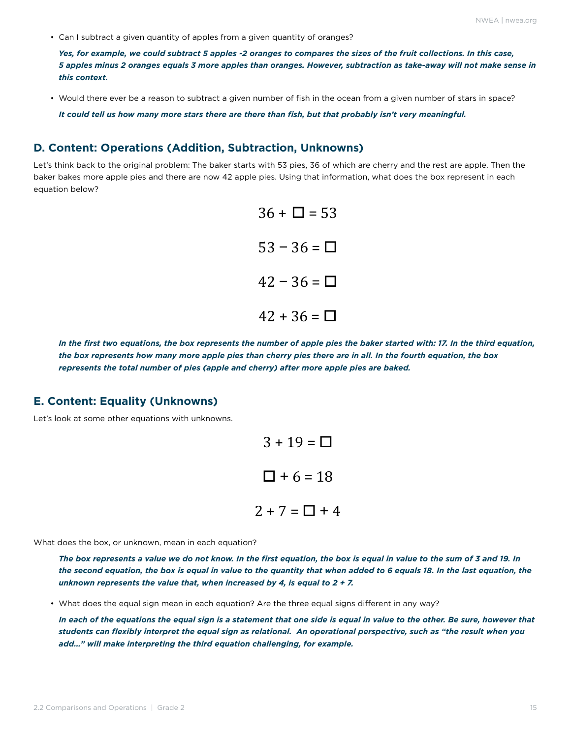- Can I subtract a given quantity of apples from a given quantity of oranges?

  ***Yes, for example, we could subtract 5 apples -2 oranges to compares the sizes of the fruit collections. In this case, 5 apples minus 2 oranges equals 3 more apples than oranges. However, subtraction as take-away will not make sense in this context.***

- Would there ever be a reason to subtract a given number of fish in the ocean from a given number of stars in space?

  ***It could tell us how many more stars there are there than fish, but that probably isn't very meaningful.***

## D. Content: Operations (Addition, Subtraction, Unknowns)

Let's think back to the original problem: The baker starts with 53 pies, 36 of which are cherry and the rest are apple. Then the baker bakes more apple pies and there are now 42 apple pies. Using that information, what does the box represent in each equation below?

$$36 + \square = 53$$

$$53 - 36 = \square$$

$$42 - 36 = \square$$

$$42 + 36 = \square$$

***In the first two equations, the box represents the number of apple pies the baker started with: 17. In the third equation, the box represents how many more apple pies than cherry pies there are in all. In the fourth equation, the box represents the total number of pies (apple and cherry) after more apple pies are baked.***

## E. Content: Equality (Unknowns)

Let's look at some other equations with unknowns.

$$3 + 19 = \square$$

$$\square + 6 = 18$$

$$2 + 7 = \square + 4$$

What does the box, or unknown, mean in each equation?

***The box represents a value we do not know. In the first equation, the box is equal in value to the sum of 3 and 19. In the second equation, the box is equal in value to the quantity that when added to 6 equals 18. In the last equation, the unknown represents the value that, when increased by 4, is equal to 2 + 7.***

- What does the equal sign mean in each equation? Are the three equal signs different in any way?

  ***In each of the equations the equal sign is a statement that one side is equal in value to the other. Be sure, however that students can flexibly interpret the equal sign as relational. An operational perspective, such as "the result when you add..." will make interpreting the third equation challenging, for example.***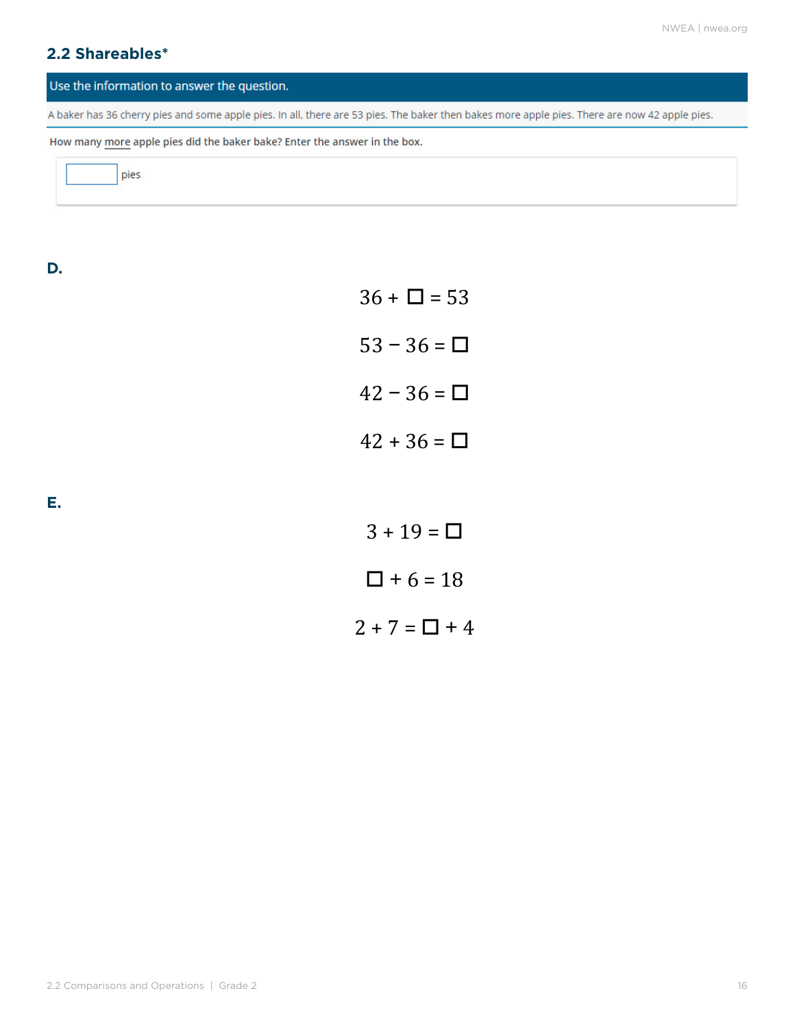## 2.2 Shareables*

**Use the information to answer the question.**

A baker has 36 cherry pies and some apple pies. In all, there are 53 pies. The baker then bakes more apple pies. There are now 42 apple pies.

How many more apple pies did the baker bake? Enter the answer in the box.

☐ pies

**D.**

$$36 + \square = 53$$

$$53 - 36 = \square$$

$$42 - 36 = \square$$

$$42 + 36 = \square$$

**E.**

$$3 + 19 = \square$$

$$\square + 6 = 18$$

$$2 + 7 = \square + 4$$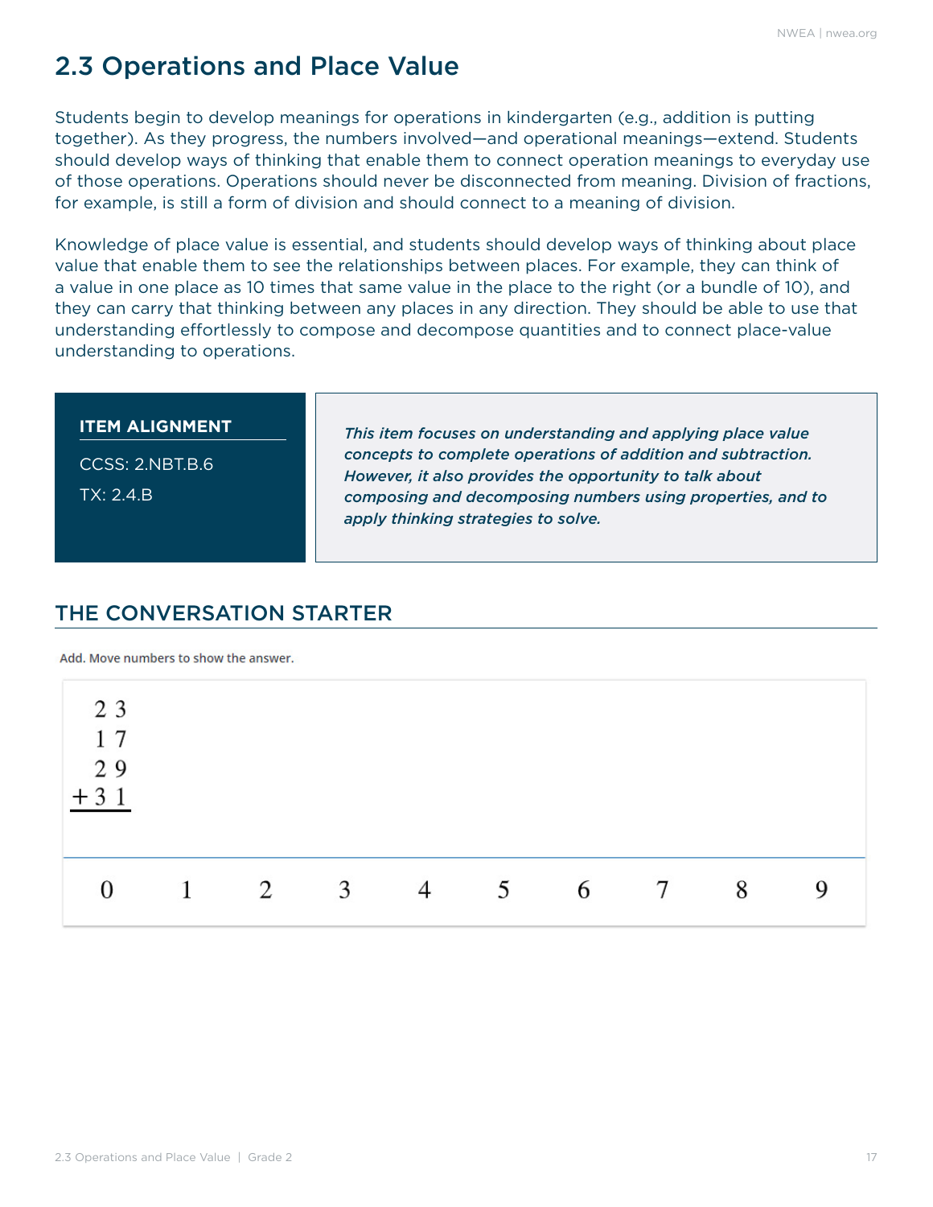# 2.3 Operations and Place Value

Students begin to develop meanings for operations in kindergarten (e.g., addition is putting together). As they progress, the numbers involved—and operational meanings—extend. Students should develop ways of thinking that enable them to connect operation meanings to everyday use of those operations. Operations should never be disconnected from meaning. Division of fractions, for example, is still a form of division and should connect to a meaning of division.

Knowledge of place value is essential, and students should develop ways of thinking about place value that enable them to see the relationships between places. For example, they can think of a value in one place as 10 times that same value in the place to the right (or a bundle of 10), and they can carry that thinking between any places in any direction. They should be able to use that understanding effortlessly to compose and decompose quantities and to connect place-value understanding to operations.

**ITEM ALIGNMENT**

CCSS: 2.NBT.B.6

TX: 2.4.B

*This item focuses on understanding and applying place value concepts to complete operations of addition and subtraction. However, it also provides the opportunity to talk about composing and decomposing numbers using properties, and to apply thinking strategies to solve.*

## THE CONVERSATION STARTER

Add. Move numbers to show the answer.

$$\begin{array}{r} 23 \\ 17 \\ 29 \\ +\,31 \\ \hline \end{array}$$

0 1 2 3 4 5 6 7 8 9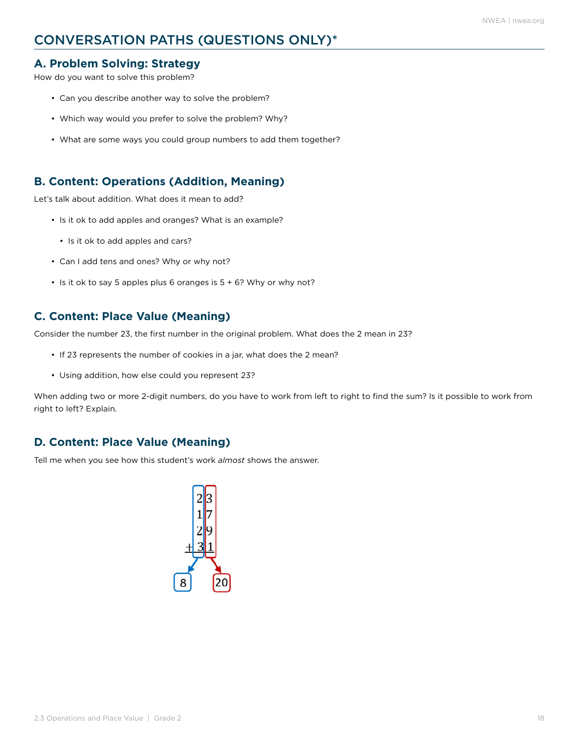# CONVERSATION PATHS (QUESTIONS ONLY)*

## A. Problem Solving: Strategy

How do you want to solve this problem?

- Can you describe another way to solve the problem?
- Which way would you prefer to solve the problem? Why?
- What are some ways you could group numbers to add them together?

## B. Content: Operations (Addition, Meaning)

Let's talk about addition. What does it mean to add?

- Is it ok to add apples and oranges? What is an example?
  - Is it ok to add apples and cars?
- Can I add tens and ones? Why or why not?
- Is it ok to say 5 apples plus 6 oranges is 5 + 6? Why or why not?

## C. Content: Place Value (Meaning)

Consider the number 23, the first number in the original problem. What does the 2 mean in 23?

- If 23 represents the number of cookies in a jar, what does the 2 mean?
- Using addition, how else could you represent 23?

When adding two or more 2-digit numbers, do you have to work from left to right to find the sum? Is it possible to work from right to left? Explain.

## D. Content: Place Value (Meaning)

Tell me when you see how this student's work *almost* shows the answer.

```
  2|3
  1|7
  2|9
+ 3|1
  ↓  ↓
  8  20
```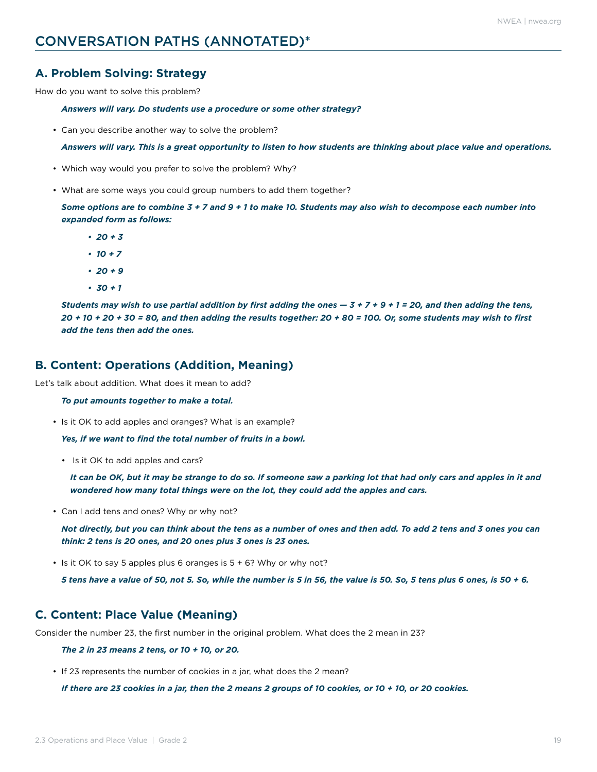# CONVERSATION PATHS (ANNOTATED)*

## A. Problem Solving: Strategy

How do you want to solve this problem?

***Answers will vary. Do students use a procedure or some other strategy?***

- Can you describe another way to solve the problem?

  ***Answers will vary. This is a great opportunity to listen to how students are thinking about place value and operations.***

- Which way would you prefer to solve the problem? Why?

- What are some ways you could group numbers to add them together?

  ***Some options are to combine 3 + 7 and 9 + 1 to make 10. Students may also wish to decompose each number into expanded form as follows:***

  - ***20 + 3***
  - ***10 + 7***
  - ***20 + 9***
  - ***30 + 1***

  ***Students may wish to use partial addition by first adding the ones — 3 + 7 + 9 + 1 = 20, and then adding the tens, 20 + 10 + 20 + 30 = 80, and then adding the results together: 20 + 80 = 100. Or, some students may wish to first add the tens then add the ones.***

## B. Content: Operations (Addition, Meaning)

Let's talk about addition. What does it mean to add?

***To put amounts together to make a total.***

- Is it OK to add apples and oranges? What is an example?

  ***Yes, if we want to find the total number of fruits in a bowl.***

  - Is it OK to add apples and cars?

    ***It can be OK, but it may be strange to do so. If someone saw a parking lot that had only cars and apples in it and wondered how many total things were on the lot, they could add the apples and cars.***

- Can I add tens and ones? Why or why not?

  ***Not directly, but you can think about the tens as a number of ones and then add. To add 2 tens and 3 ones you can think: 2 tens is 20 ones, and 20 ones plus 3 ones is 23 ones.***

- Is it OK to say 5 apples plus 6 oranges is 5 + 6? Why or why not?

  ***5 tens have a value of 50, not 5. So, while the number is 5 in 56, the value is 50. So, 5 tens plus 6 ones, is 50 + 6.***

## C. Content: Place Value (Meaning)

Consider the number 23, the first number in the original problem. What does the 2 mean in 23?

***The 2 in 23 means 2 tens, or 10 + 10, or 20.***

- If 23 represents the number of cookies in a jar, what does the 2 mean?

  ***If there are 23 cookies in a jar, then the 2 means 2 groups of 10 cookies, or 10 + 10, or 20 cookies.***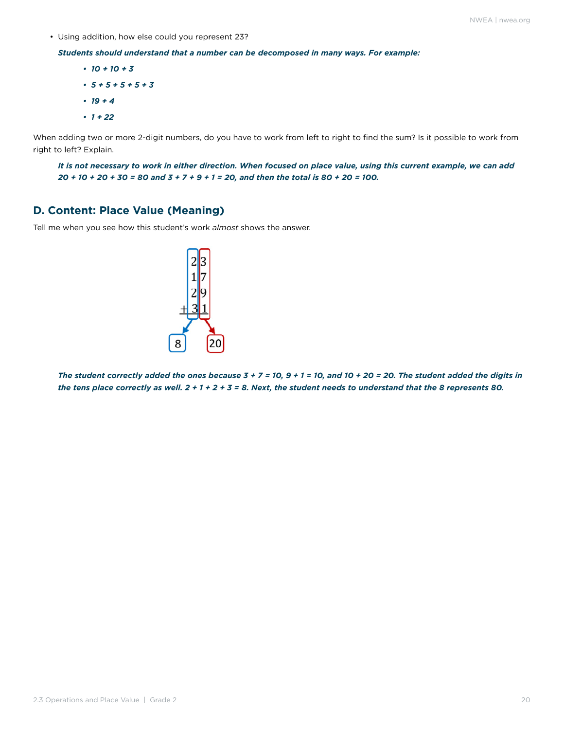- Using addition, how else could you represent 23?

  ***Students should understand that a number can be decomposed in many ways. For example:***

  - ***10 + 10 + 3***
  - ***5 + 5 + 5 + 5 + 3***
  - ***19 + 4***
  - ***1 + 22***

When adding two or more 2-digit numbers, do you have to work from left to right to find the sum? Is it possible to work from right to left? Explain.

***It is not necessary to work in either direction. When focused on place value, using this current example, we can add 20 + 10 + 20 + 30 = 80 and 3 + 7 + 9 + 1 = 20, and then the total is 80 + 20 = 100.***

## D. Content: Place Value (Meaning)

Tell me when you see how this student's work *almost* shows the answer.

```
   2 3
   1 7
   2 9
 + 3 1

   8   20
```

***The student correctly added the ones because 3 + 7 = 10, 9 + 1 = 10, and 10 + 20 = 20. The student added the digits in the tens place correctly as well. 2 + 1 + 2 + 3 = 8. Next, the student needs to understand that the 8 represents 80.***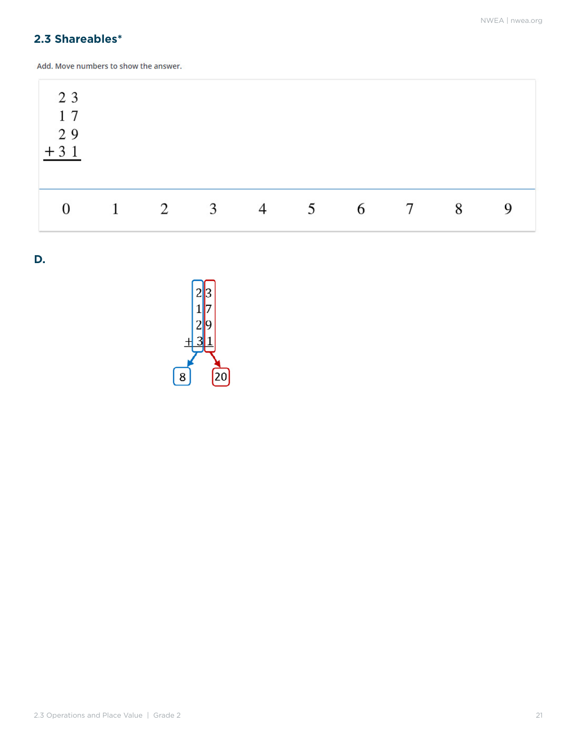## 2.3 Shareables*

Add. Move numbers to show the answer.

$$\begin{array}{r} 23 \\ 17 \\ 29 \\ +\,31 \\ \hline \end{array}$$

0 1 2 3 4 5 6 7 8 9

**D.**

$$\begin{array}{r} 23 \\ 17 \\ 29 \\ +\,31 \\ \hline \end{array}$$

8 20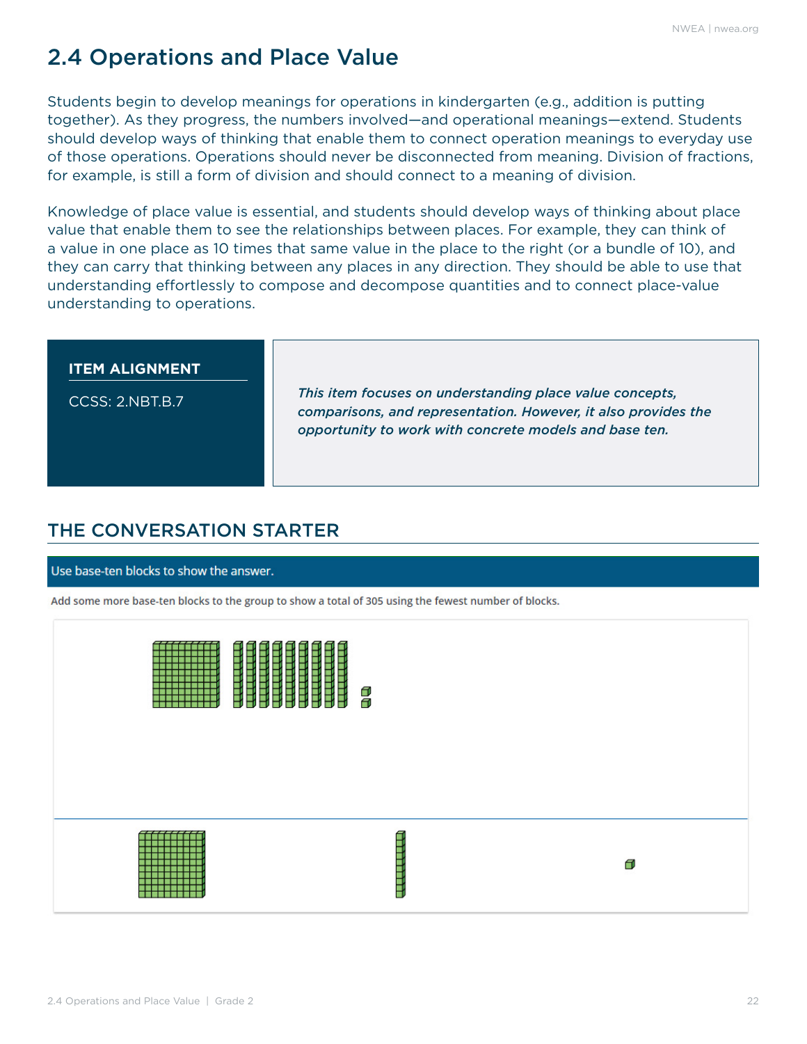# 2.4 Operations and Place Value

Students begin to develop meanings for operations in kindergarten (e.g., addition is putting together). As they progress, the numbers involved—and operational meanings—extend. Students should develop ways of thinking that enable them to connect operation meanings to everyday use of those operations. Operations should never be disconnected from meaning. Division of fractions, for example, is still a form of division and should connect to a meaning of division.

Knowledge of place value is essential, and students should develop ways of thinking about place value that enable them to see the relationships between places. For example, they can think of a value in one place as 10 times that same value in the place to the right (or a bundle of 10), and they can carry that thinking between any places in any direction. They should be able to use that understanding effortlessly to compose and decompose quantities and to connect place-value understanding to operations.

**ITEM ALIGNMENT**

CCSS: 2.NBT.B.7

***This item focuses on understanding place value concepts, comparisons, and representation. However, it also provides the opportunity to work with concrete models and base ten.***

## THE CONVERSATION STARTER

Use base-ten blocks to show the answer.

Add some more base-ten blocks to the group to show a total of 305 using the fewest number of blocks.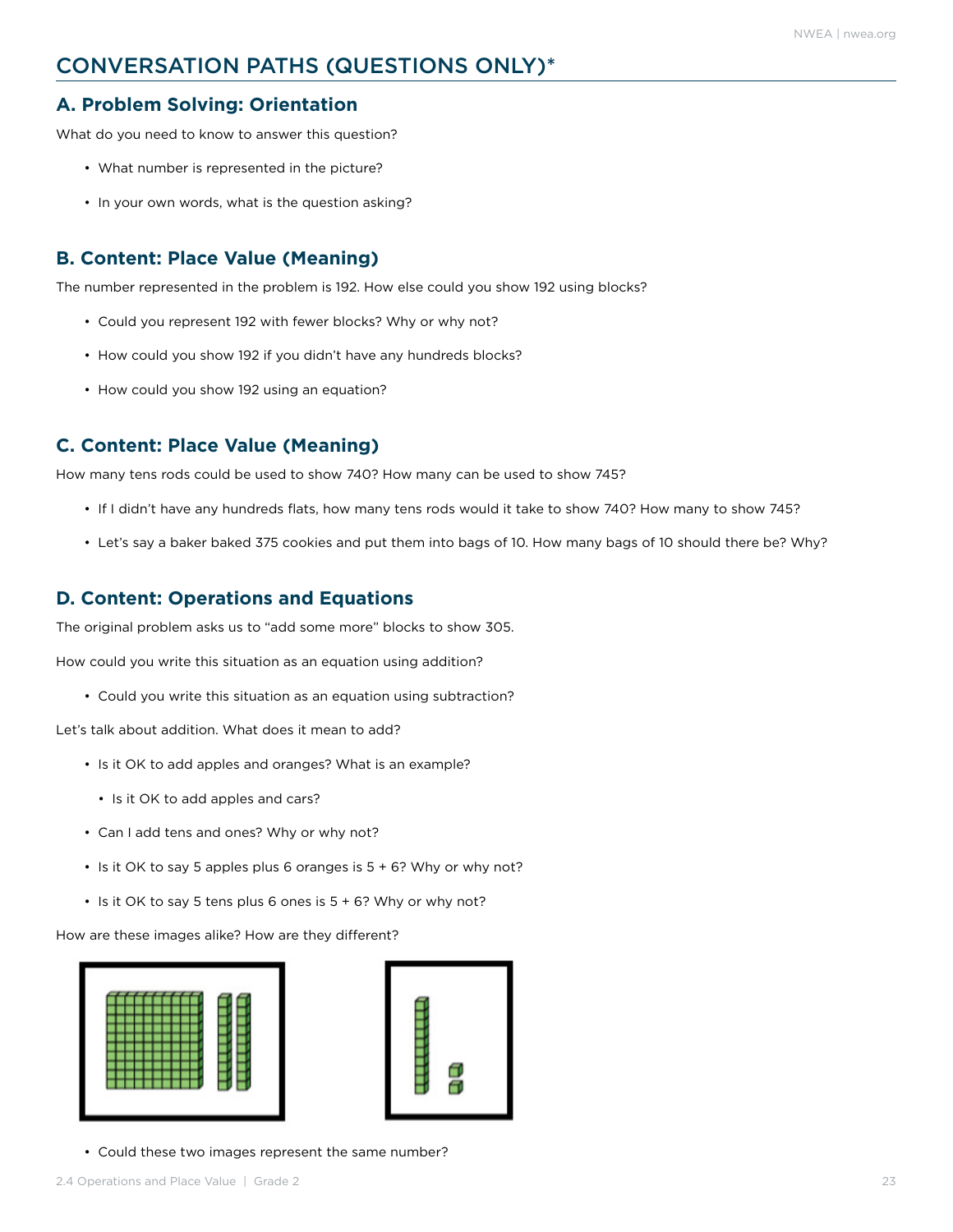## CONVERSATION PATHS (QUESTIONS ONLY)*

### A. Problem Solving: Orientation

What do you need to know to answer this question?

- What number is represented in the picture?
- In your own words, what is the question asking?

### B. Content: Place Value (Meaning)

The number represented in the problem is 192. How else could you show 192 using blocks?

- Could you represent 192 with fewer blocks? Why or why not?
- How could you show 192 if you didn't have any hundreds blocks?
- How could you show 192 using an equation?

### C. Content: Place Value (Meaning)

How many tens rods could be used to show 740? How many can be used to show 745?

- If I didn't have any hundreds flats, how many tens rods would it take to show 740? How many to show 745?
- Let's say a baker baked 375 cookies and put them into bags of 10. How many bags of 10 should there be? Why?

### D. Content: Operations and Equations

The original problem asks us to "add some more" blocks to show 305.

How could you write this situation as an equation using addition?

- Could you write this situation as an equation using subtraction?

Let's talk about addition. What does it mean to add?

- Is it OK to add apples and oranges? What is an example?
  - Is it OK to add apples and cars?
- Can I add tens and ones? Why or why not?
- Is it OK to say 5 apples plus 6 oranges is 5 + 6? Why or why not?
- Is it OK to say 5 tens plus 6 ones is 5 + 6? Why or why not?

How are these images alike? How are they different?

- Could these two images represent the same number?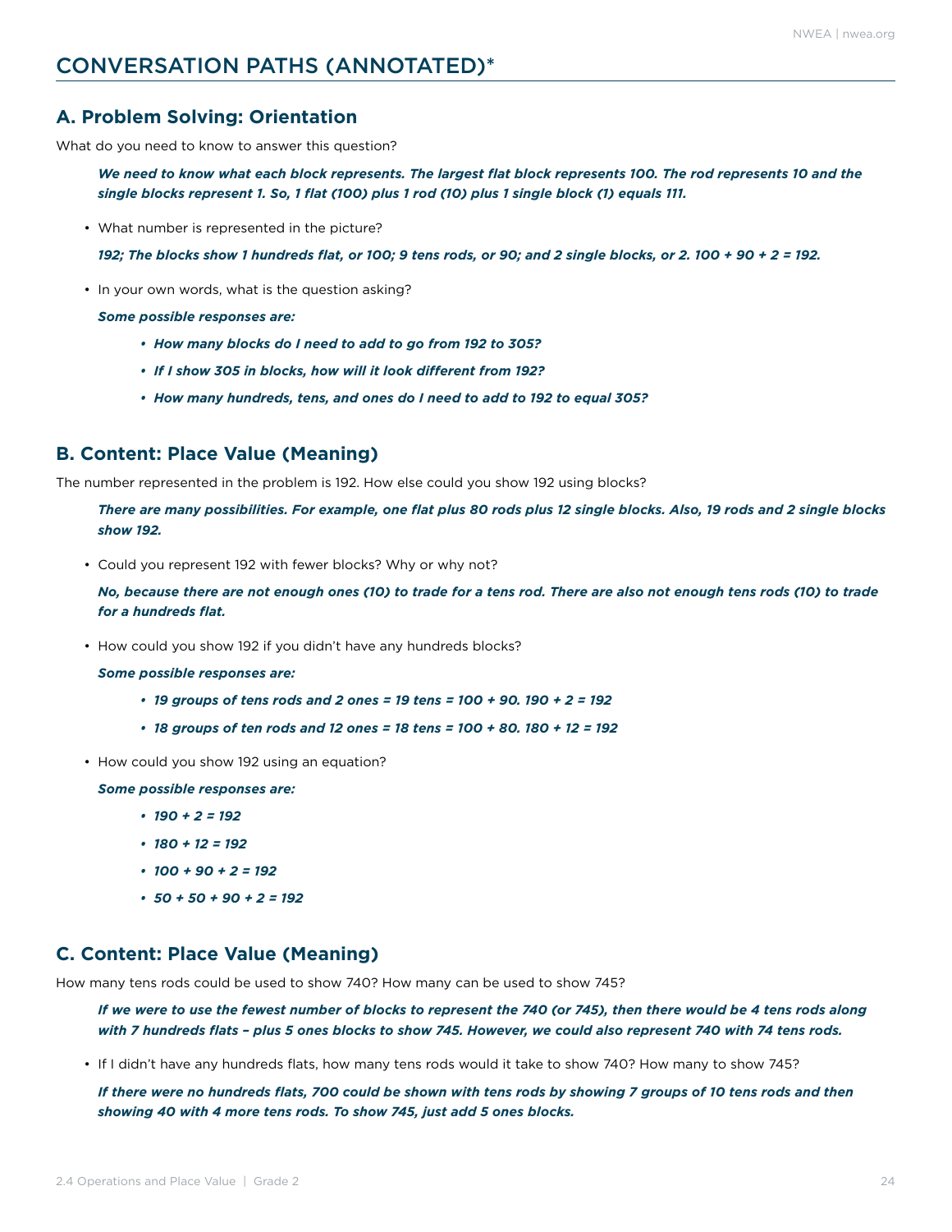# CONVERSATION PATHS (ANNOTATED)*

## A. Problem Solving: Orientation

What do you need to know to answer this question?

> ***We need to know what each block represents. The largest flat block represents 100. The rod represents 10 and the single blocks represent 1. So, 1 flat (100) plus 1 rod (10) plus 1 single block (1) equals 111.***

- What number is represented in the picture?

  ***192; The blocks show 1 hundreds flat, or 100; 9 tens rods, or 90; and 2 single blocks, or 2. 100 + 90 + 2 = 192.***

- In your own words, what is the question asking?

  ***Some possible responses are:***

  - ***How many blocks do I need to add to go from 192 to 305?***
  - ***If I show 305 in blocks, how will it look different from 192?***
  - ***How many hundreds, tens, and ones do I need to add to 192 to equal 305?***

## B. Content: Place Value (Meaning)

The number represented in the problem is 192. How else could you show 192 using blocks?

> ***There are many possibilities. For example, one flat plus 80 rods plus 12 single blocks. Also, 19 rods and 2 single blocks show 192.***

- Could you represent 192 with fewer blocks? Why or why not?

  ***No, because there are not enough ones (10) to trade for a tens rod. There are also not enough tens rods (10) to trade for a hundreds flat.***

- How could you show 192 if you didn't have any hundreds blocks?

  ***Some possible responses are:***

  - ***19 groups of tens rods and 2 ones = 19 tens = 100 + 90. 190 + 2 = 192***
  - ***18 groups of ten rods and 12 ones = 18 tens = 100 + 80. 180 + 12 = 192***

- How could you show 192 using an equation?

  ***Some possible responses are:***

  - ***190 + 2 = 192***
  - ***180 + 12 = 192***
  - ***100 + 90 + 2 = 192***
  - ***50 + 50 + 90 + 2 = 192***

## C. Content: Place Value (Meaning)

How many tens rods could be used to show 740? How many can be used to show 745?

> ***If we were to use the fewest number of blocks to represent the 740 (or 745), then there would be 4 tens rods along with 7 hundreds flats – plus 5 ones blocks to show 745. However, we could also represent 740 with 74 tens rods.***

- If I didn't have any hundreds flats, how many tens rods would it take to show 740? How many to show 745?

  ***If there were no hundreds flats, 700 could be shown with tens rods by showing 7 groups of 10 tens rods and then showing 40 with 4 more tens rods. To show 745, just add 5 ones blocks.***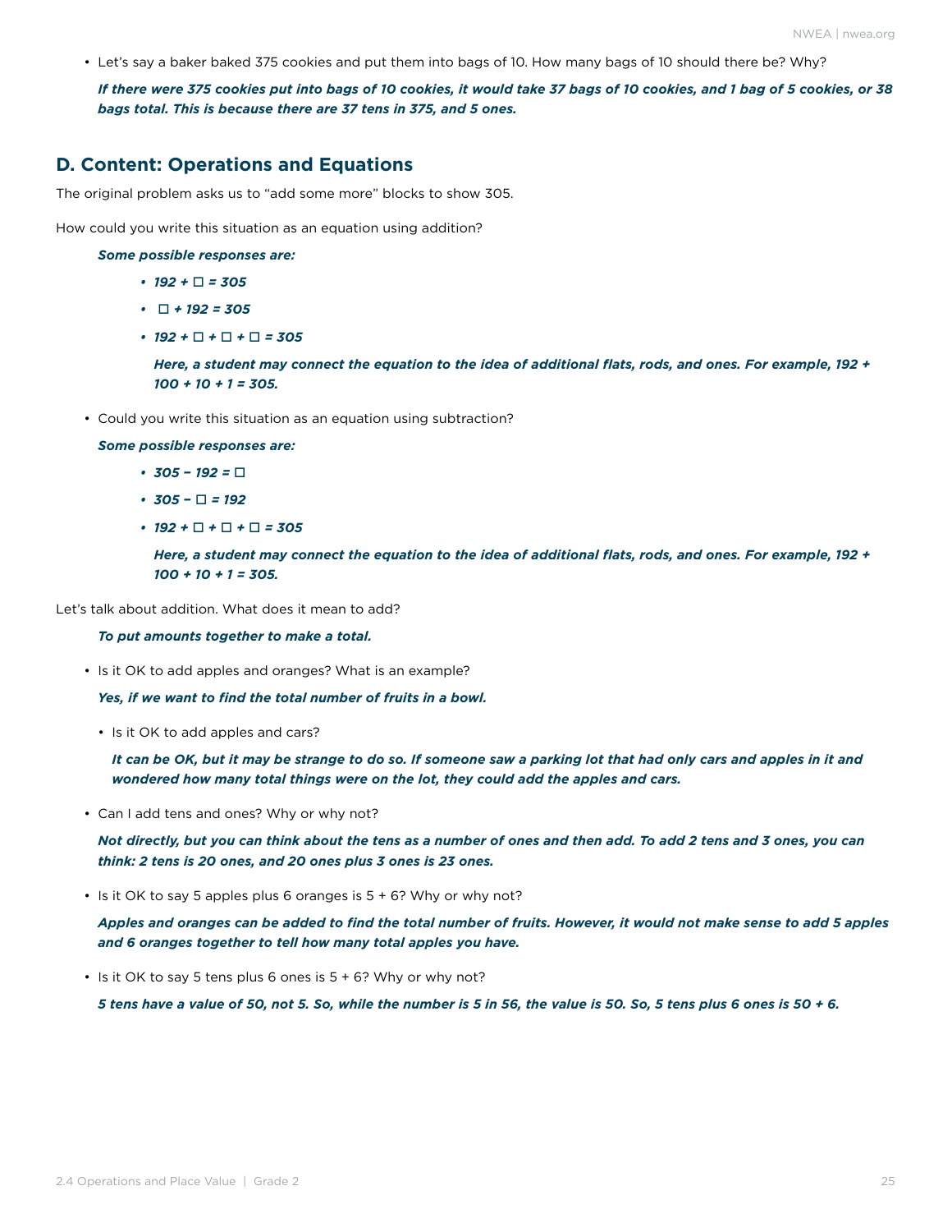- Let's say a baker baked 375 cookies and put them into bags of 10. How many bags of 10 should there be? Why?

  ***If there were 375 cookies put into bags of 10 cookies, it would take 37 bags of 10 cookies, and 1 bag of 5 cookies, or 38 bags total. This is because there are 37 tens in 375, and 5 ones.***

## D. Content: Operations and Equations

The original problem asks us to "add some more" blocks to show 305.

How could you write this situation as an equation using addition?

***Some possible responses are:***

- ***192 + ☐ = 305***
- ***☐ + 192 = 305***
- ***192 + ☐ + ☐ + ☐ = 305***

  ***Here, a student may connect the equation to the idea of additional flats, rods, and ones. For example, 192 + 100 + 10 + 1 = 305.***

- Could you write this situation as an equation using subtraction?

  ***Some possible responses are:***

  - ***305 − 192 = ☐***
  - ***305 − ☐ = 192***
  - ***192 + ☐ + ☐ + ☐ = 305***

    ***Here, a student may connect the equation to the idea of additional flats, rods, and ones. For example, 192 + 100 + 10 + 1 = 305.***

Let's talk about addition. What does it mean to add?

***To put amounts together to make a total.***

- Is it OK to add apples and oranges? What is an example?

  ***Yes, if we want to find the total number of fruits in a bowl.***

  - Is it OK to add apples and cars?

    ***It can be OK, but it may be strange to do so. If someone saw a parking lot that had only cars and apples in it and wondered how many total things were on the lot, they could add the apples and cars.***

- Can I add tens and ones? Why or why not?

  ***Not directly, but you can think about the tens as a number of ones and then add. To add 2 tens and 3 ones, you can think: 2 tens is 20 ones, and 20 ones plus 3 ones is 23 ones.***

- Is it OK to say 5 apples plus 6 oranges is 5 + 6? Why or why not?

  ***Apples and oranges can be added to find the total number of fruits. However, it would not make sense to add 5 apples and 6 oranges together to tell how many total apples you have.***

- Is it OK to say 5 tens plus 6 ones is 5 + 6? Why or why not?

  ***5 tens have a value of 50, not 5. So, while the number is 5 in 56, the value is 50. So, 5 tens plus 6 ones is 50 + 6.***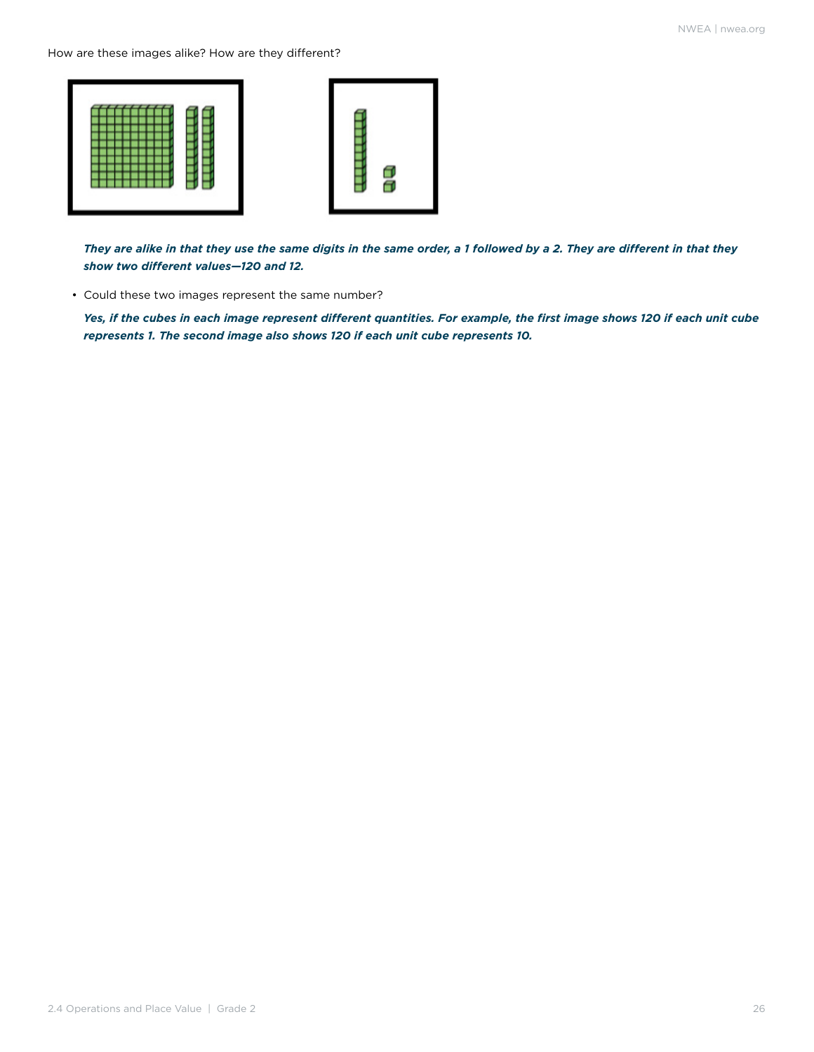How are these images alike? How are they different?

***They are alike in that they use the same digits in the same order, a 1 followed by a 2. They are different in that they show two different values—120 and 12.***

- Could these two images represent the same number?

  ***Yes, if the cubes in each image represent different quantities. For example, the first image shows 120 if each unit cube represents 1. The second image also shows 120 if each unit cube represents 10.***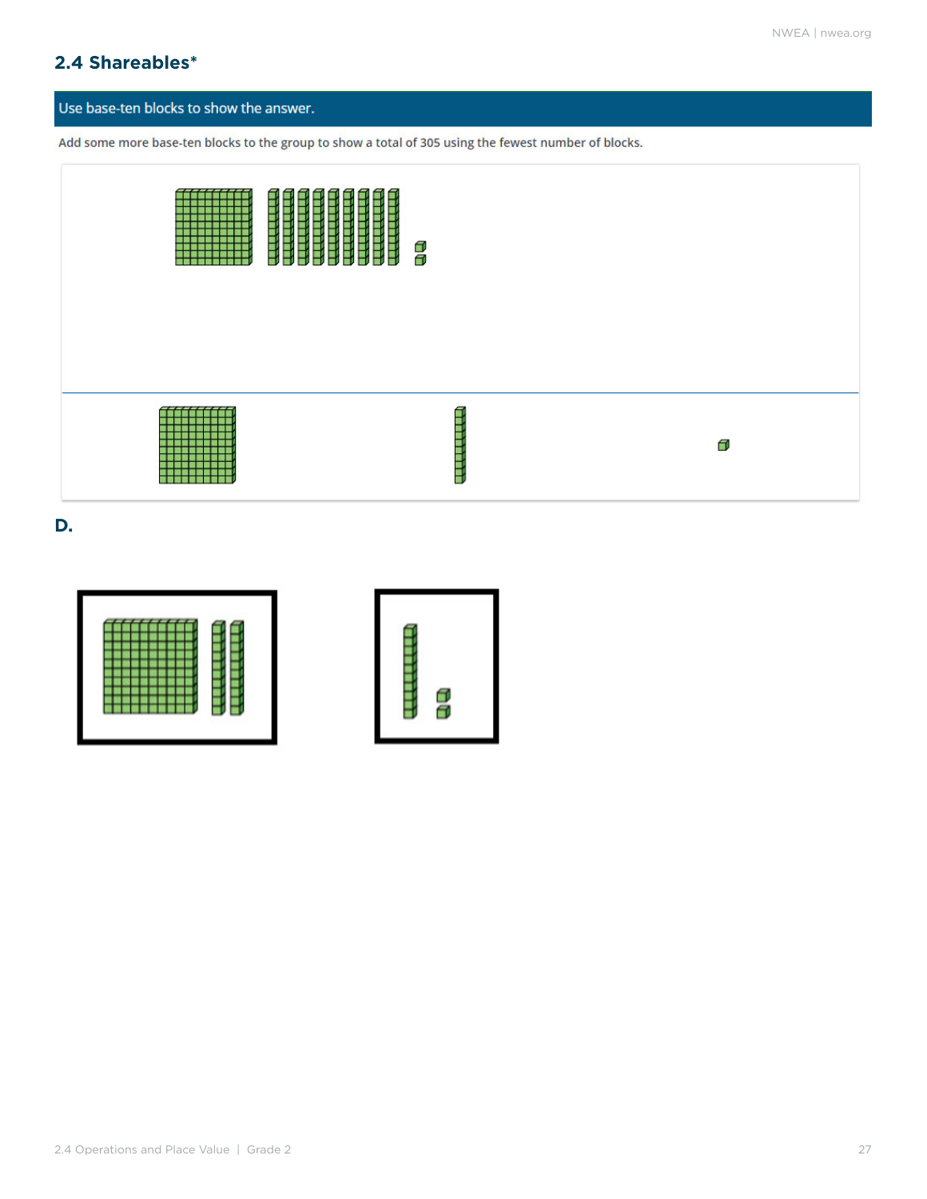## 2.4 Shareables*

Use base-ten blocks to show the answer.

Add some more base-ten blocks to the group to show a total of 305 using the fewest number of blocks.

**D.**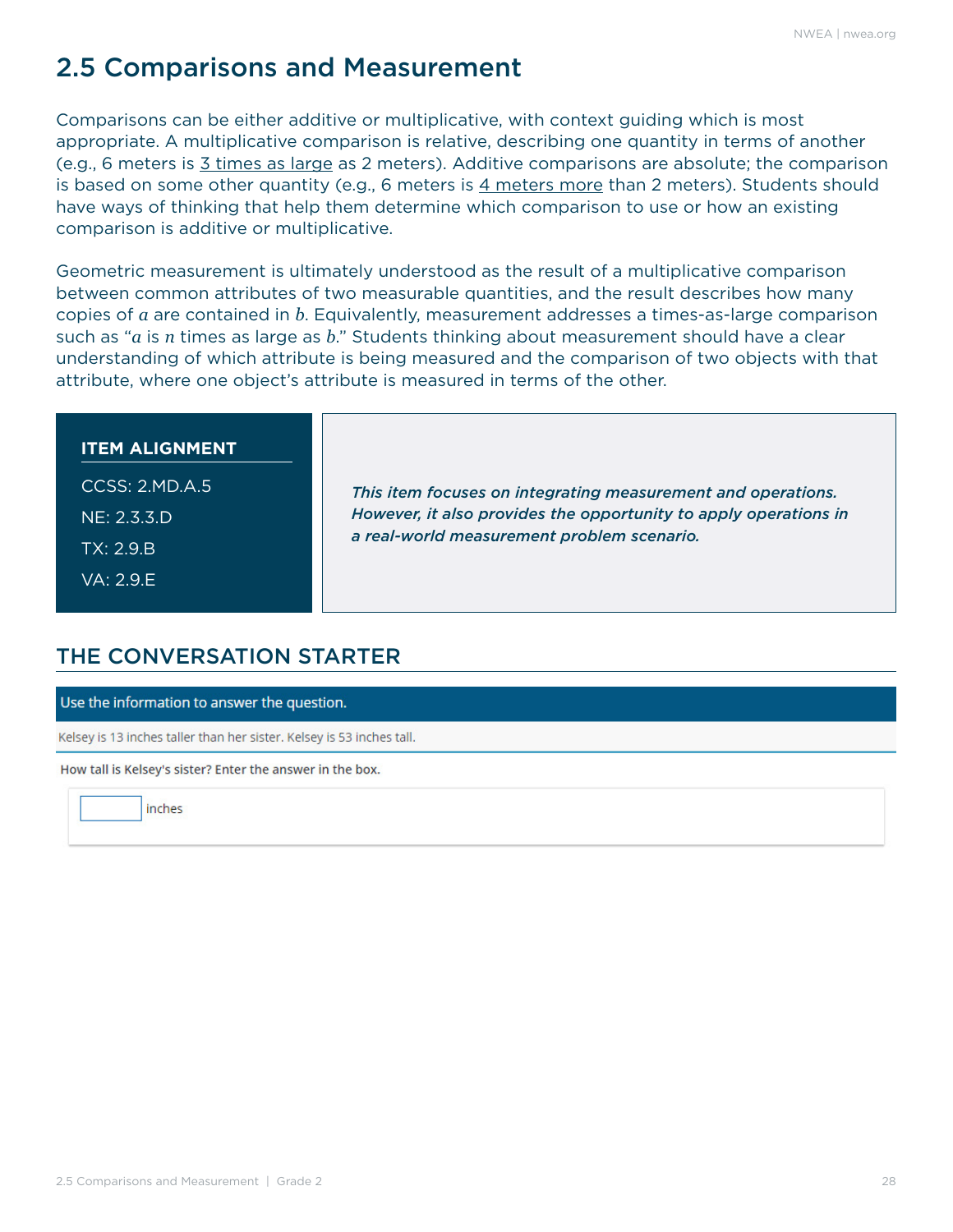## 2.5 Comparisons and Measurement

Comparisons can be either additive or multiplicative, with context guiding which is most appropriate. A multiplicative comparison is relative, describing one quantity in terms of another (e.g., 6 meters is <u>3 times as large</u> as 2 meters). Additive comparisons are absolute; the comparison is based on some other quantity (e.g., 6 meters is <u>4 meters more</u> than 2 meters). Students should have ways of thinking that help them determine which comparison to use or how an existing comparison is additive or multiplicative.

Geometric measurement is ultimately understood as the result of a multiplicative comparison between common attributes of two measurable quantities, and the result describes how many copies of $a$ are contained in $b$. Equivalently, measurement addresses a times-as-large comparison such as "$a$ is $n$ times as large as $b$." Students thinking about measurement should have a clear understanding of which attribute is being measured and the comparison of two objects with that attribute, where one object's attribute is measured in terms of the other.

**ITEM ALIGNMENT**

CCSS: 2.MD.A.5

NE: 2.3.3.D

TX: 2.9.B

VA: 2.9.E

***This item focuses on integrating measurement and operations. However, it also provides the opportunity to apply operations in a real-world measurement problem scenario.***

### THE CONVERSATION STARTER

Use the information to answer the question.

Kelsey is 13 inches taller than her sister. Kelsey is 53 inches tall.

How tall is Kelsey's sister? Enter the answer in the box.

[ ] inches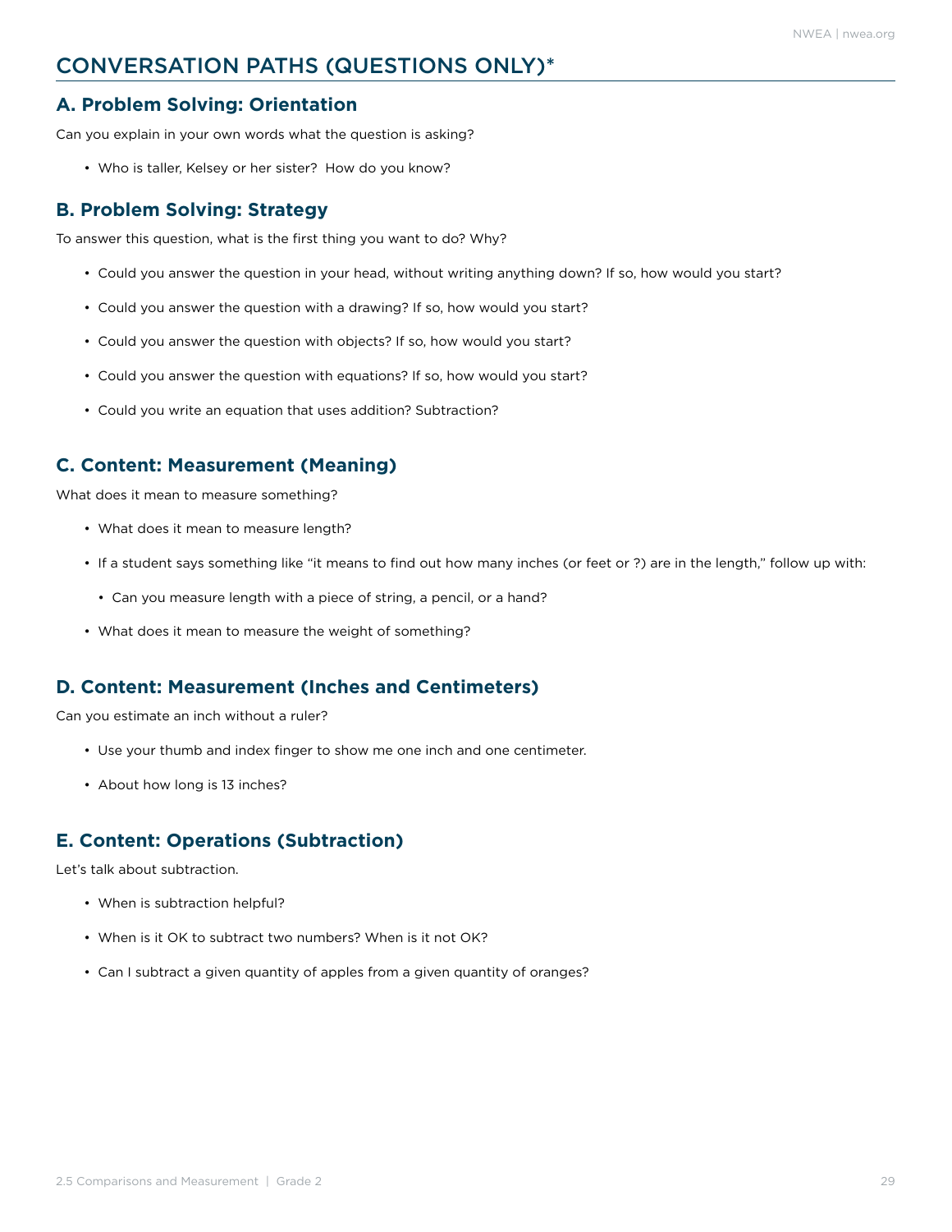# CONVERSATION PATHS (QUESTIONS ONLY)*

## A. Problem Solving: Orientation

Can you explain in your own words what the question is asking?

- Who is taller, Kelsey or her sister? How do you know?

## B. Problem Solving: Strategy

To answer this question, what is the first thing you want to do? Why?

- Could you answer the question in your head, without writing anything down? If so, how would you start?
- Could you answer the question with a drawing? If so, how would you start?
- Could you answer the question with objects? If so, how would you start?
- Could you answer the question with equations? If so, how would you start?
- Could you write an equation that uses addition? Subtraction?

## C. Content: Measurement (Meaning)

What does it mean to measure something?

- What does it mean to measure length?
- If a student says something like "it means to find out how many inches (or feet or ?) are in the length," follow up with:
  - Can you measure length with a piece of string, a pencil, or a hand?
- What does it mean to measure the weight of something?

## D. Content: Measurement (Inches and Centimeters)

Can you estimate an inch without a ruler?

- Use your thumb and index finger to show me one inch and one centimeter.
- About how long is 13 inches?

## E. Content: Operations (Subtraction)

Let's talk about subtraction.

- When is subtraction helpful?
- When is it OK to subtract two numbers? When is it not OK?
- Can I subtract a given quantity of apples from a given quantity of oranges?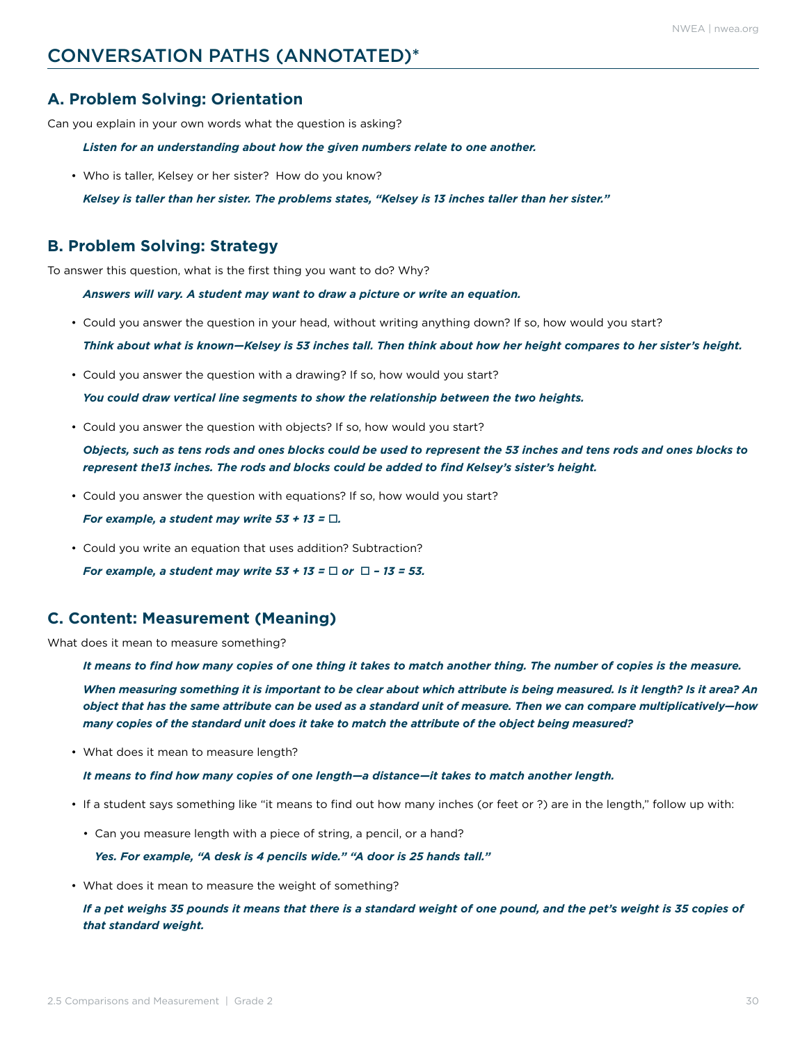## CONVERSATION PATHS (ANNOTATED)*

### A. Problem Solving: Orientation

Can you explain in your own words what the question is asking?

***Listen for an understanding about how the given numbers relate to one another.***

- Who is taller, Kelsey or her sister? How do you know?

  ***Kelsey is taller than her sister. The problems states, "Kelsey is 13 inches taller than her sister."***

### B. Problem Solving: Strategy

To answer this question, what is the first thing you want to do? Why?

***Answers will vary. A student may want to draw a picture or write an equation.***

- Could you answer the question in your head, without writing anything down? If so, how would you start?

  ***Think about what is known—Kelsey is 53 inches tall. Then think about how her height compares to her sister's height.***

- Could you answer the question with a drawing? If so, how would you start?

  ***You could draw vertical line segments to show the relationship between the two heights.***

- Could you answer the question with objects? If so, how would you start?

  ***Objects, such as tens rods and ones blocks could be used to represent the 53 inches and tens rods and ones blocks to represent the13 inches. The rods and blocks could be added to find Kelsey's sister's height.***

- Could you answer the question with equations? If so, how would you start?

  ***For example, a student may write 53 + 13 = ☐.***

- Could you write an equation that uses addition? Subtraction?

  ***For example, a student may write 53 + 13 = ☐ or ☐ – 13 = 53.***

### C. Content: Measurement (Meaning)

What does it mean to measure something?

***It means to find how many copies of one thing it takes to match another thing. The number of copies is the measure.***

***When measuring something it is important to be clear about which attribute is being measured. Is it length? Is it area? An object that has the same attribute can be used as a standard unit of measure. Then we can compare multiplicatively—how many copies of the standard unit does it take to match the attribute of the object being measured?***

- What does it mean to measure length?

  ***It means to find how many copies of one length—a distance—it takes to match another length.***

- If a student says something like "it means to find out how many inches (or feet or ?) are in the length," follow up with:

  - Can you measure length with a piece of string, a pencil, or a hand?

    ***Yes. For example, "A desk is 4 pencils wide." "A door is 25 hands tall."***

- What does it mean to measure the weight of something?

  ***If a pet weighs 35 pounds it means that there is a standard weight of one pound, and the pet's weight is 35 copies of that standard weight.***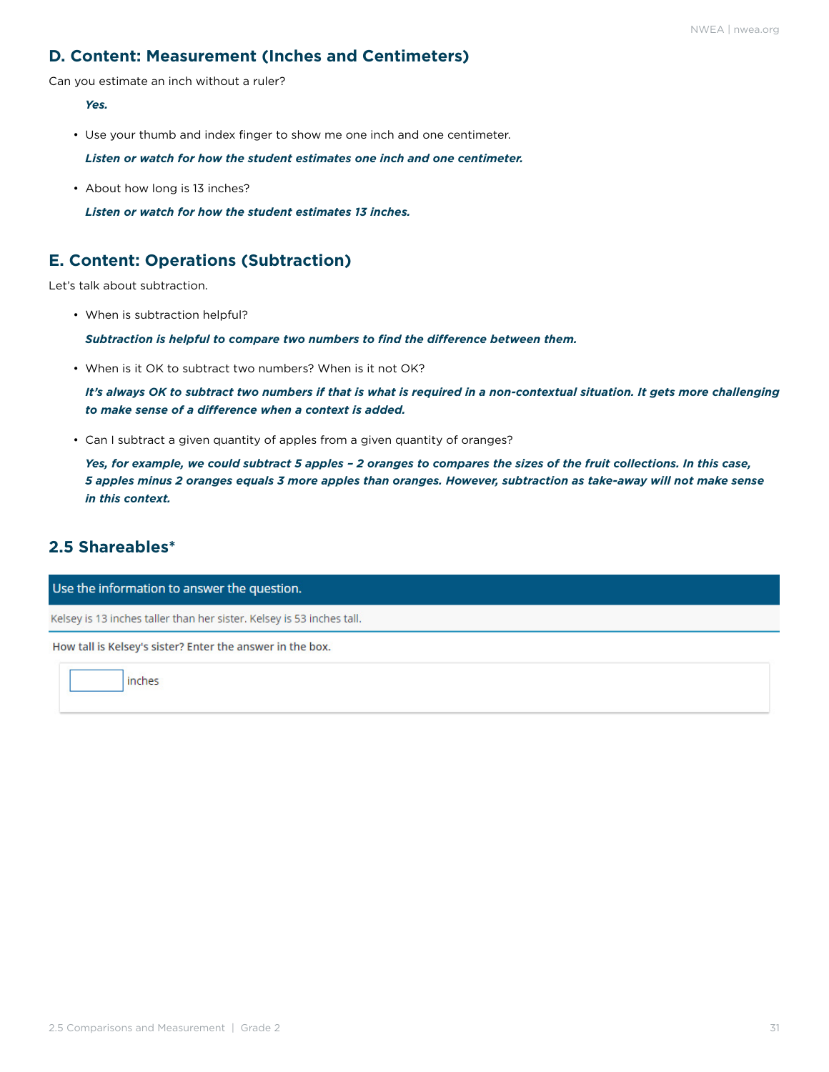## D. Content: Measurement (Inches and Centimeters)

Can you estimate an inch without a ruler?

***Yes.***

- Use your thumb and index finger to show me one inch and one centimeter.

  ***Listen or watch for how the student estimates one inch and one centimeter.***

- About how long is 13 inches?

  ***Listen or watch for how the student estimates 13 inches.***

## E. Content: Operations (Subtraction)

Let's talk about subtraction.

- When is subtraction helpful?

  ***Subtraction is helpful to compare two numbers to find the difference between them.***

- When is it OK to subtract two numbers? When is it not OK?

  ***It's always OK to subtract two numbers if that is what is required in a non-contextual situation. It gets more challenging to make sense of a difference when a context is added.***

- Can I subtract a given quantity of apples from a given quantity of oranges?

  ***Yes, for example, we could subtract 5 apples – 2 oranges to compares the sizes of the fruit collections. In this case, 5 apples minus 2 oranges equals 3 more apples than oranges. However, subtraction as take-away will not make sense in this context.***

## 2.5 Shareables*

Use the information to answer the question.

Kelsey is 13 inches taller than her sister. Kelsey is 53 inches tall.

How tall is Kelsey's sister? Enter the answer in the box.

[ ] inches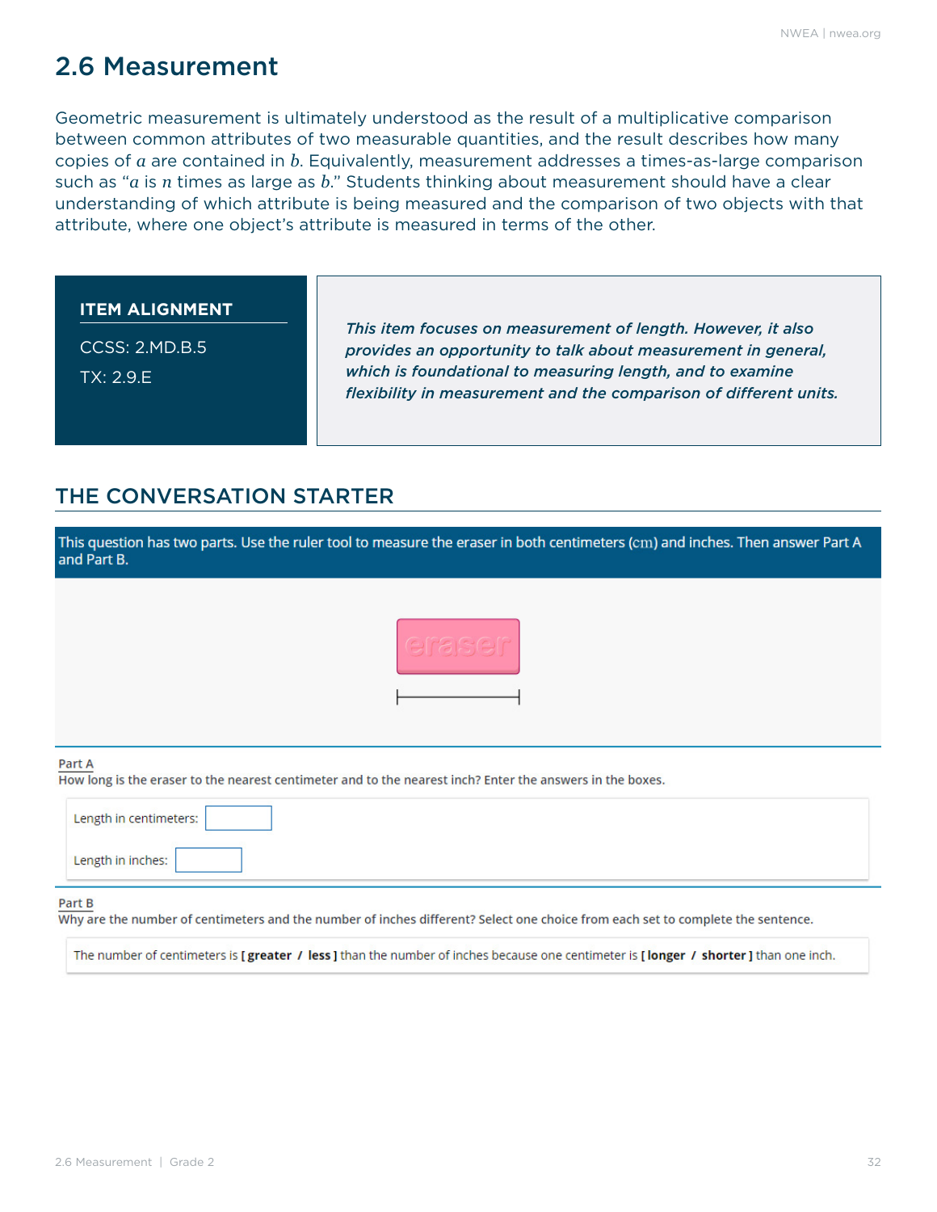## 2.6 Measurement

Geometric measurement is ultimately understood as the result of a multiplicative comparison between common attributes of two measurable quantities, and the result describes how many copies of $a$ are contained in $b$. Equivalently, measurement addresses a times-as-large comparison such as "$a$ is $n$ times as large as $b$." Students thinking about measurement should have a clear understanding of which attribute is being measured and the comparison of two objects with that attribute, where one object's attribute is measured in terms of the other.

**ITEM ALIGNMENT**

CCSS: 2.MD.B.5

TX: 2.9.E

***This item focuses on measurement of length. However, it also provides an opportunity to talk about measurement in general, which is foundational to measuring length, and to examine flexibility in measurement and the comparison of different units.***

### THE CONVERSATION STARTER

This question has two parts. Use the ruler tool to measure the eraser in both centimeters (cm) and inches. Then answer Part A and Part B.

eraser

Part A

How long is the eraser to the nearest centimeter and to the nearest inch? Enter the answers in the boxes.

Length in centimeters:

Length in inches:

Part B

Why are the number of centimeters and the number of inches different? Select one choice from each set to complete the sentence.

The number of centimeters is **[ greater / less ]** than the number of inches because one centimeter is **[ longer / shorter ]** than one inch.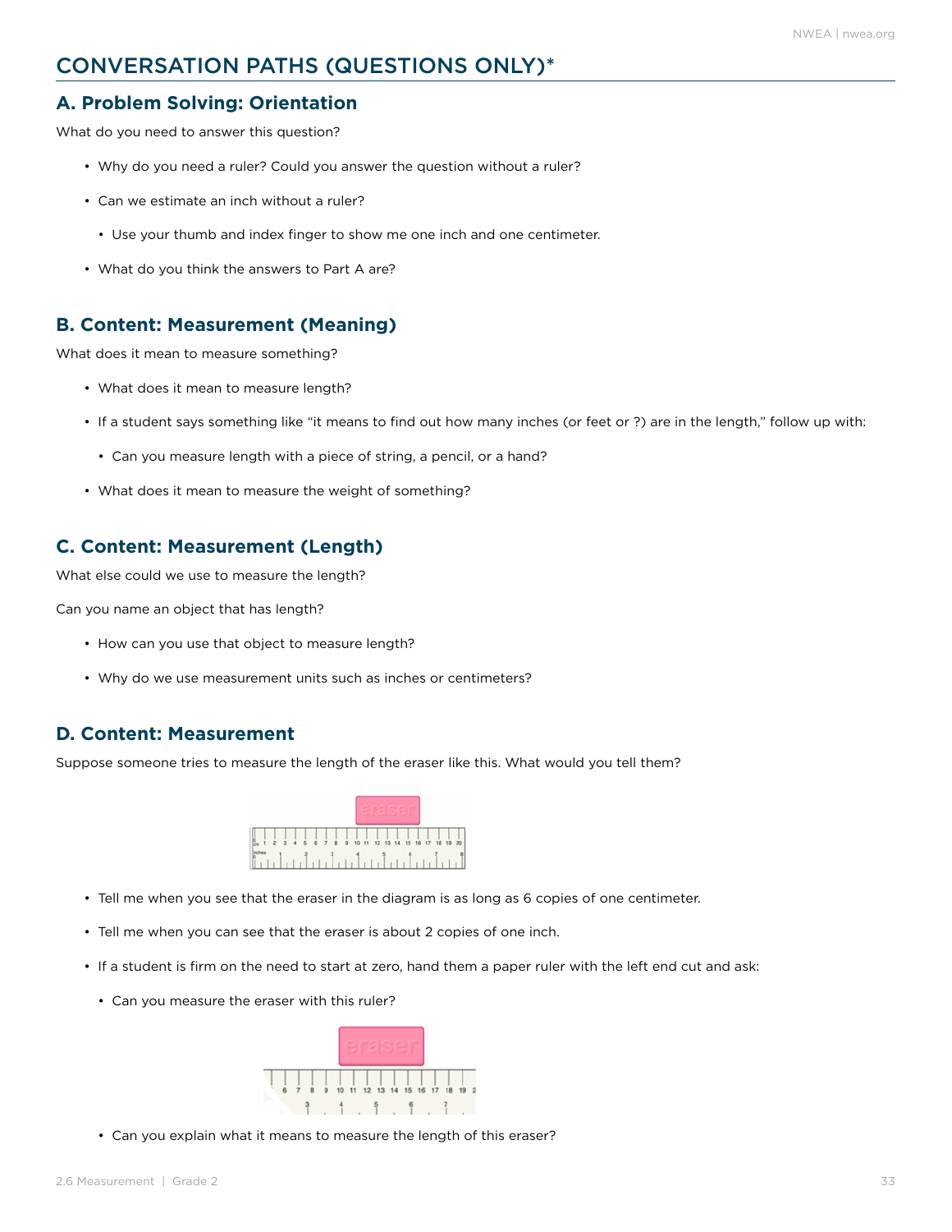## CONVERSATION PATHS (QUESTIONS ONLY)*

### A. Problem Solving: Orientation

What do you need to answer this question?

- Why do you need a ruler? Could you answer the question without a ruler?
- Can we estimate an inch without a ruler?
  - Use your thumb and index finger to show me one inch and one centimeter.
- What do you think the answers to Part A are?

### B. Content: Measurement (Meaning)

What does it mean to measure something?

- What does it mean to measure length?
- If a student says something like "it means to find out how many inches (or feet or ?) are in the length," follow up with:
  - Can you measure length with a piece of string, a pencil, or a hand?
- What does it mean to measure the weight of something?

### C. Content: Measurement (Length)

What else could we use to measure the length?

Can you name an object that has length?

- How can you use that object to measure length?
- Why do we use measurement units such as inches or centimeters?

### D. Content: Measurement

Suppose someone tries to measure the length of the eraser like this. What would you tell them?

- Tell me when you see that the eraser in the diagram is as long as 6 copies of one centimeter.
- Tell me when you can see that the eraser is about 2 copies of one inch.
- If a student is firm on the need to start at zero, hand them a paper ruler with the left end cut and ask:
  - Can you measure the eraser with this ruler?
  - Can you explain what it means to measure the length of this eraser?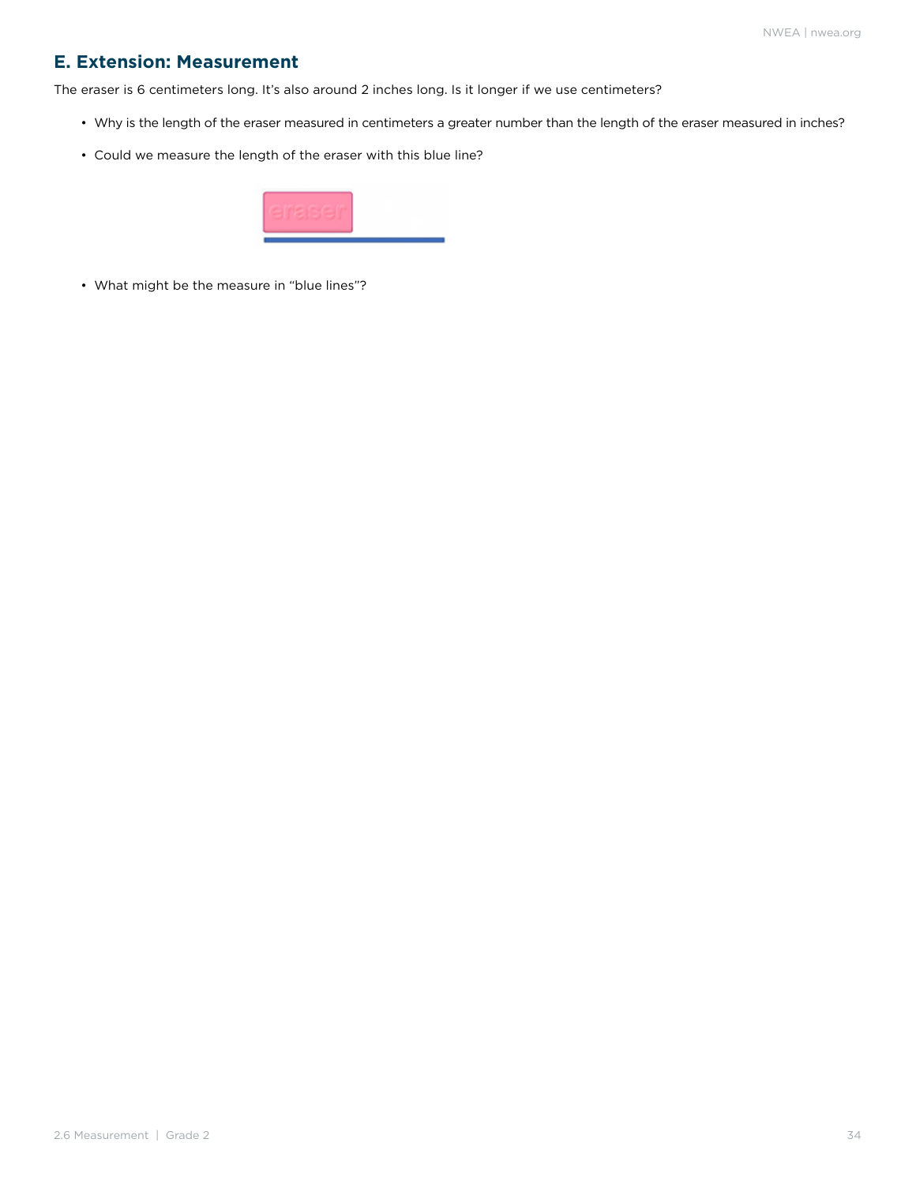## E. Extension: Measurement

The eraser is 6 centimeters long. It's also around 2 inches long. Is it longer if we use centimeters?

- Why is the length of the eraser measured in centimeters a greater number than the length of the eraser measured in inches?
- Could we measure the length of the eraser with this blue line?
- What might be the measure in "blue lines"?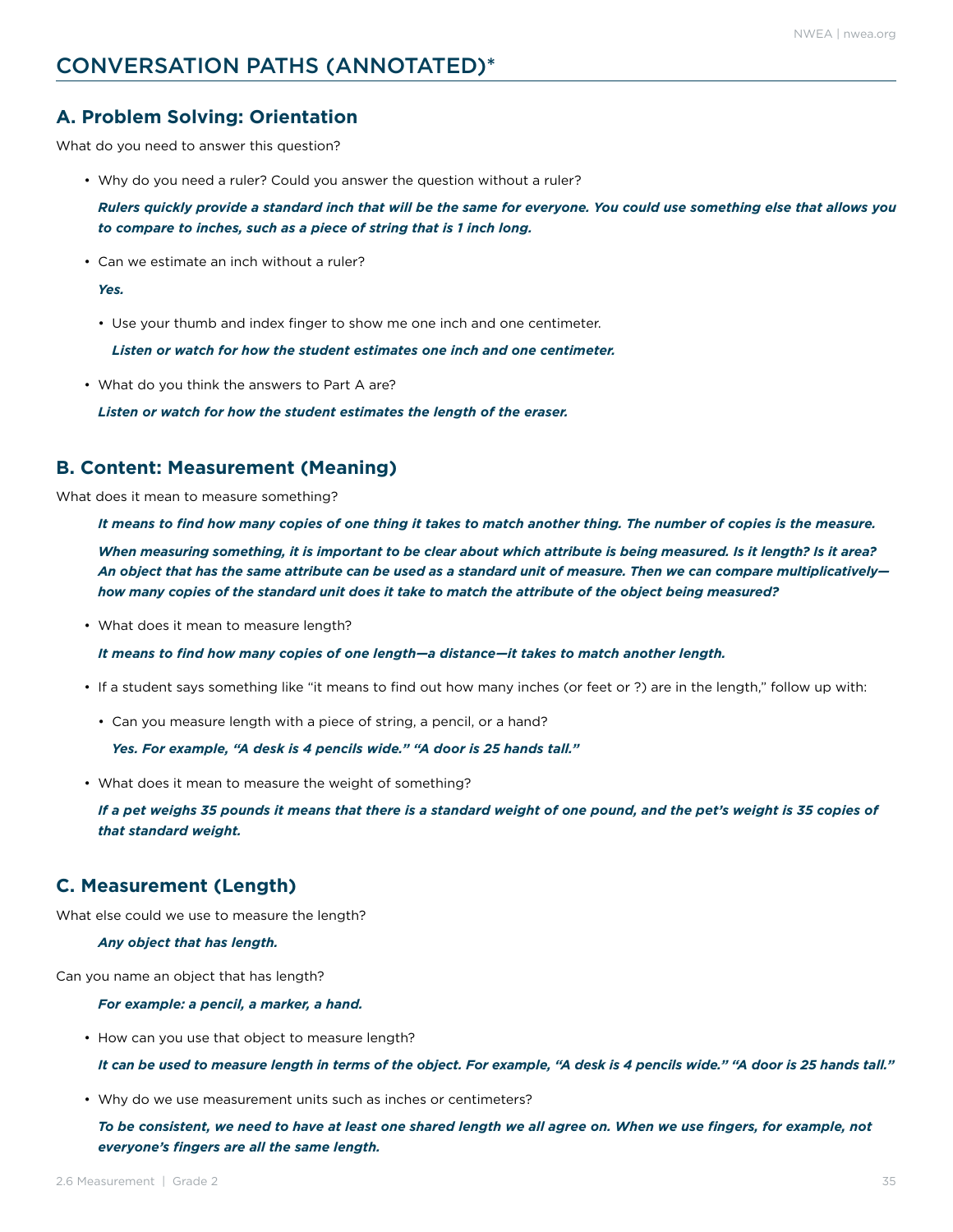# CONVERSATION PATHS (ANNOTATED)*

## A. Problem Solving: Orientation

What do you need to answer this question?

- Why do you need a ruler? Could you answer the question without a ruler?

  ***Rulers quickly provide a standard inch that will be the same for everyone. You could use something else that allows you to compare to inches, such as a piece of string that is 1 inch long.***

- Can we estimate an inch without a ruler?

  ***Yes.***

  - Use your thumb and index finger to show me one inch and one centimeter.

    ***Listen or watch for how the student estimates one inch and one centimeter.***

- What do you think the answers to Part A are?

  ***Listen or watch for how the student estimates the length of the eraser.***

## B. Content: Measurement (Meaning)

What does it mean to measure something?

***It means to find how many copies of one thing it takes to match another thing. The number of copies is the measure.***

***When measuring something, it is important to be clear about which attribute is being measured. Is it length? Is it area? An object that has the same attribute can be used as a standard unit of measure. Then we can compare multiplicatively—how many copies of the standard unit does it take to match the attribute of the object being measured?***

- What does it mean to measure length?

  ***It means to find how many copies of one length—a distance—it takes to match another length.***

- If a student says something like "it means to find out how many inches (or feet or ?) are in the length," follow up with:

  - Can you measure length with a piece of string, a pencil, or a hand?

    ***Yes. For example, "A desk is 4 pencils wide." "A door is 25 hands tall."***

- What does it mean to measure the weight of something?

  ***If a pet weighs 35 pounds it means that there is a standard weight of one pound, and the pet's weight is 35 copies of that standard weight.***

## C. Measurement (Length)

What else could we use to measure the length?

***Any object that has length.***

Can you name an object that has length?

***For example: a pencil, a marker, a hand.***

- How can you use that object to measure length?

  ***It can be used to measure length in terms of the object. For example, "A desk is 4 pencils wide." "A door is 25 hands tall."***

- Why do we use measurement units such as inches or centimeters?

  ***To be consistent, we need to have at least one shared length we all agree on. When we use fingers, for example, not everyone's fingers are all the same length.***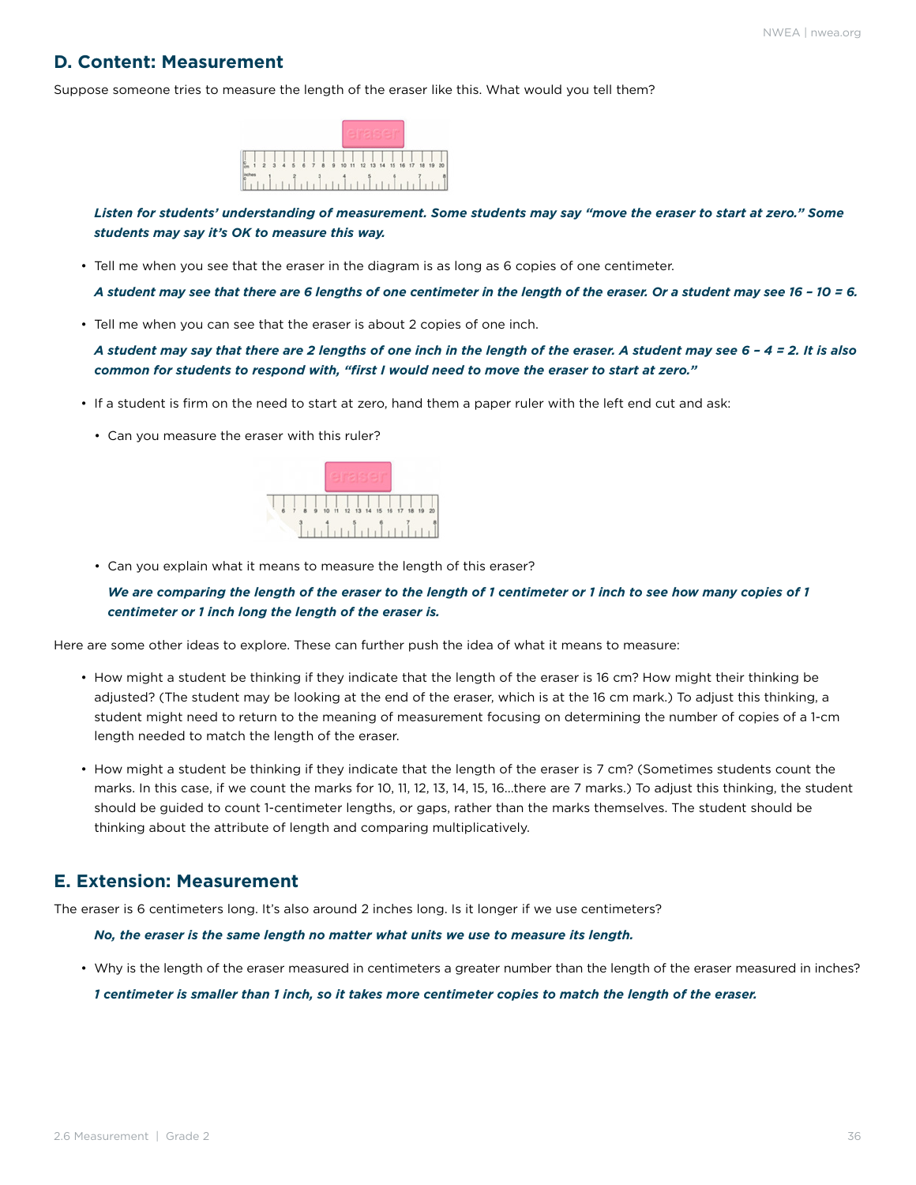## D. Content: Measurement

Suppose someone tries to measure the length of the eraser like this. What would you tell them?

***Listen for students' understanding of measurement. Some students may say "move the eraser to start at zero." Some students may say it's OK to measure this way.***

- Tell me when you see that the eraser in the diagram is as long as 6 copies of one centimeter.

  ***A student may see that there are 6 lengths of one centimeter in the length of the eraser. Or a student may see 16 – 10 = 6.***

- Tell me when you can see that the eraser is about 2 copies of one inch.

  ***A student may say that there are 2 lengths of one inch in the length of the eraser. A student may see 6 – 4 = 2. It is also common for students to respond with, "first I would need to move the eraser to start at zero."***

- If a student is firm on the need to start at zero, hand them a paper ruler with the left end cut and ask:
  - Can you measure the eraser with this ruler?
  - Can you explain what it means to measure the length of this eraser?

    ***We are comparing the length of the eraser to the length of 1 centimeter or 1 inch to see how many copies of 1 centimeter or 1 inch long the length of the eraser is.***

Here are some other ideas to explore. These can further push the idea of what it means to measure:

- How might a student be thinking if they indicate that the length of the eraser is 16 cm? How might their thinking be adjusted? (The student may be looking at the end of the eraser, which is at the 16 cm mark.) To adjust this thinking, a student might need to return to the meaning of measurement focusing on determining the number of copies of a 1-cm length needed to match the length of the eraser.

- How might a student be thinking if they indicate that the length of the eraser is 7 cm? (Sometimes students count the marks. In this case, if we count the marks for 10, 11, 12, 13, 14, 15, 16...there are 7 marks.) To adjust this thinking, the student should be guided to count 1-centimeter lengths, or gaps, rather than the marks themselves. The student should be thinking about the attribute of length and comparing multiplicatively.

## E. Extension: Measurement

The eraser is 6 centimeters long. It's also around 2 inches long. Is it longer if we use centimeters?

***No, the eraser is the same length no matter what units we use to measure its length.***

- Why is the length of the eraser measured in centimeters a greater number than the length of the eraser measured in inches?

  ***1 centimeter is smaller than 1 inch, so it takes more centimeter copies to match the length of the eraser.***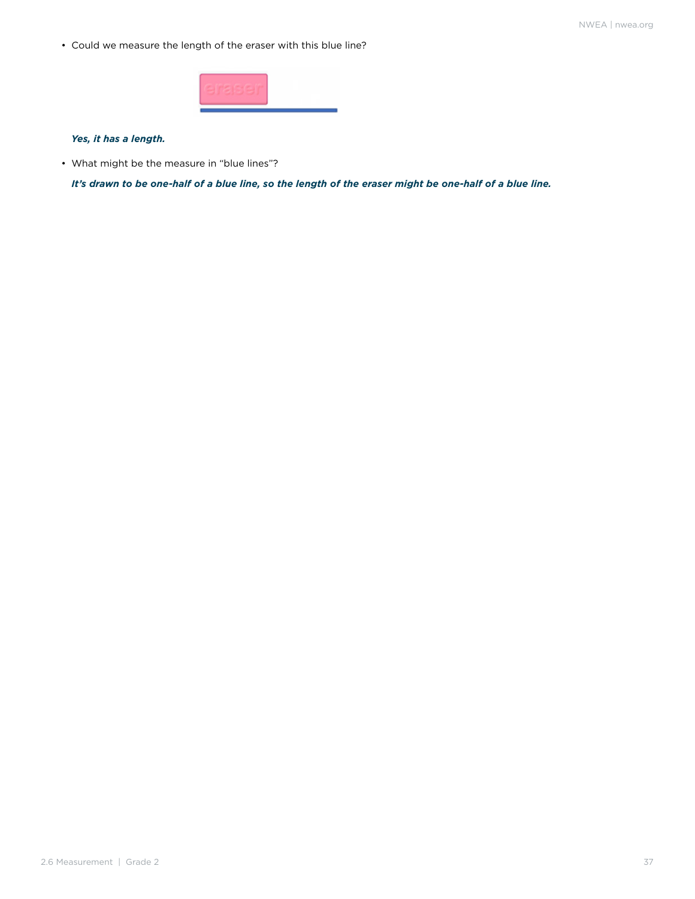- Could we measure the length of the eraser with this blue line?

  ***Yes, it has a length.***

- What might be the measure in "blue lines"?

  ***It's drawn to be one-half of a blue line, so the length of the eraser might be one-half of a blue line.***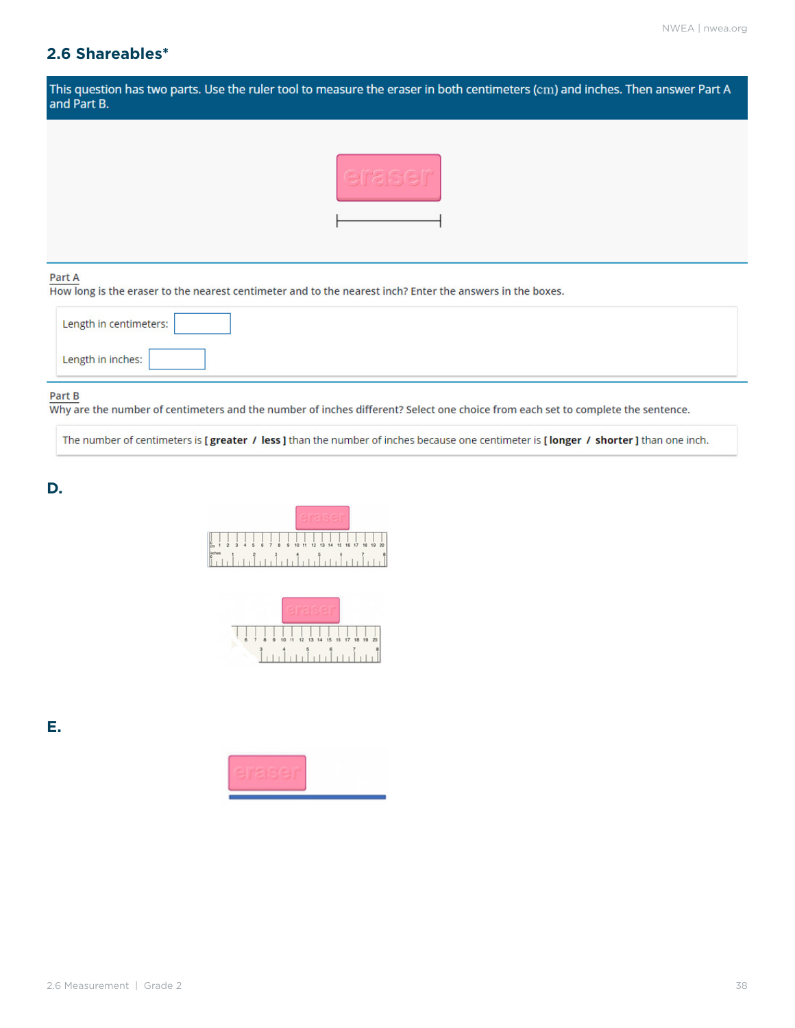## 2.6 Shareables*

This question has two parts. Use the ruler tool to measure the eraser in both centimeters (cm) and inches. Then answer Part A and Part B.

Part A

How long is the eraser to the nearest centimeter and to the nearest inch? Enter the answers in the boxes.

Length in centimeters:

Length in inches:

Part B

Why are the number of centimeters and the number of inches different? Select one choice from each set to complete the sentence.

The number of centimeters is [ **greater** / **less** ] than the number of inches because one centimeter is [ **longer** / **shorter** ] than one inch.

**D.**

**E.**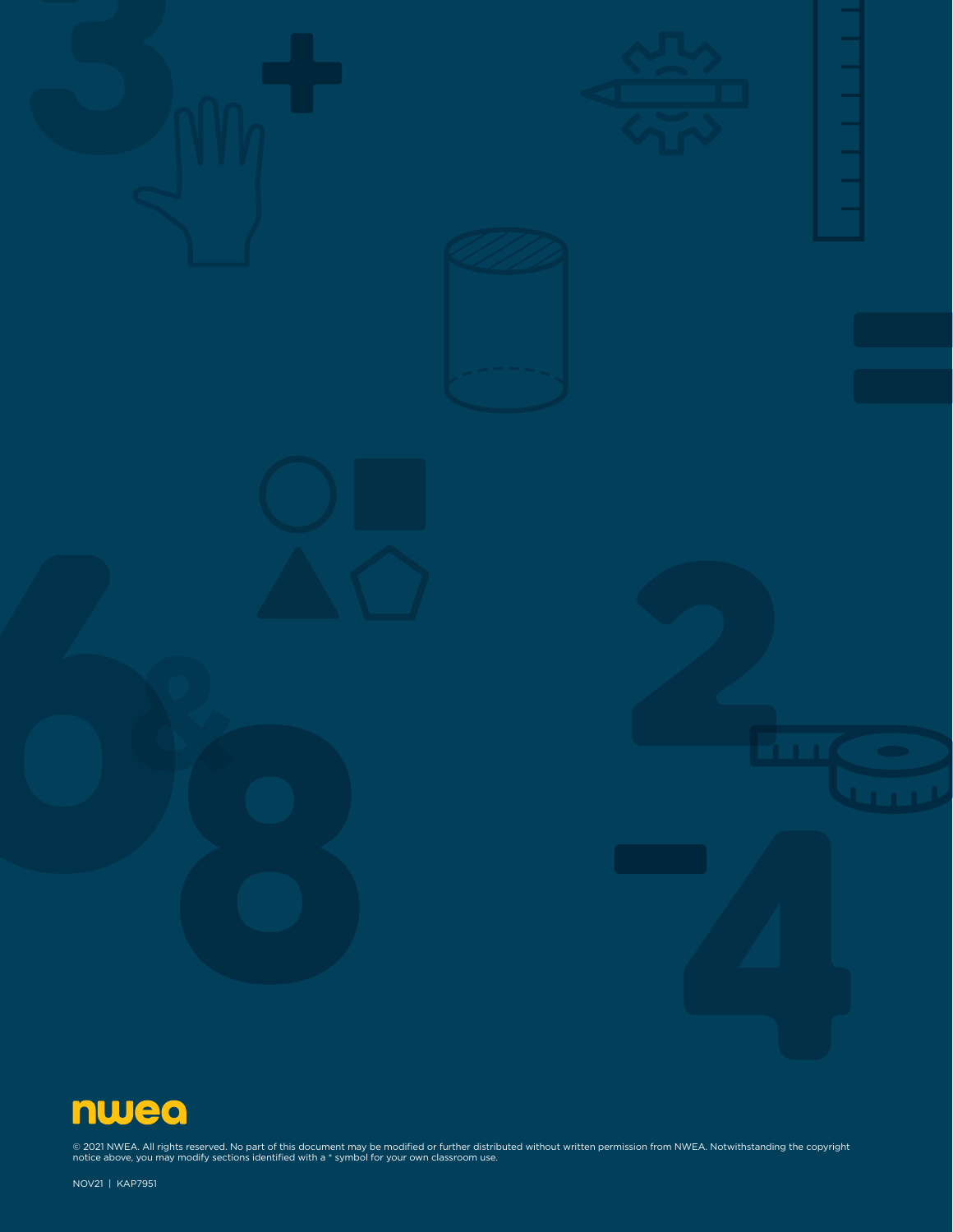nwea

© 2021 NWEA. All rights reserved. No part of this document may be modified or further distributed without written permission from NWEA. Notwithstanding the copyright notice above, you may modify sections identified with a * symbol for your own classroom use.

NOV21 | KAP7951